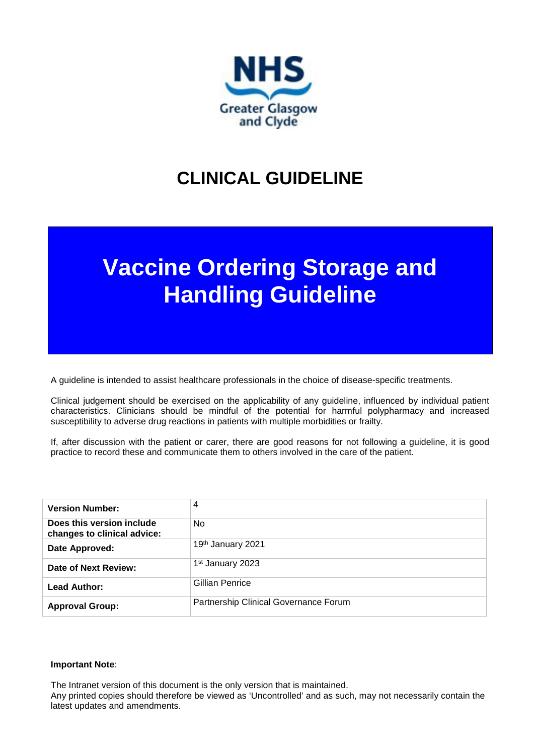NHS Greater Glasgow and Clyde

# CLINICAL GUIDELINE

# Vaccine Ordering Storage and Handling Guideline

A guideline is intended to assist healthcare professionals in the choice of disease-specific treatments.

Clinical judgement should be exercised on the applicability of any guideline, influenced by individual patient characteristics. Clinicians should be mindful of the potential for harmful polypharmacy and increased susceptibility to adverse drug reactions in patients with multiple morbidities or frailty.

If, after discussion with the patient or carer, there are good reasons for not following a guideline, it is good practice to record these and communicate them to others involved in the care of the patient.

| | |
|---|---|
| **Version Number:** | 4 |
| **Does this version include changes to clinical advice:** | No |
| **Date Approved:** | 19th January 2021 |
| **Date of Next Review:** | 1st January 2023 |
| **Lead Author:** | Gillian Penrice |
| **Approval Group:** | Partnership Clinical Governance Forum |

**Important Note**:

The Intranet version of this document is the only version that is maintained.
Any printed copies should therefore be viewed as 'Uncontrolled' and as such, may not necessarily contain the latest updates and amendments.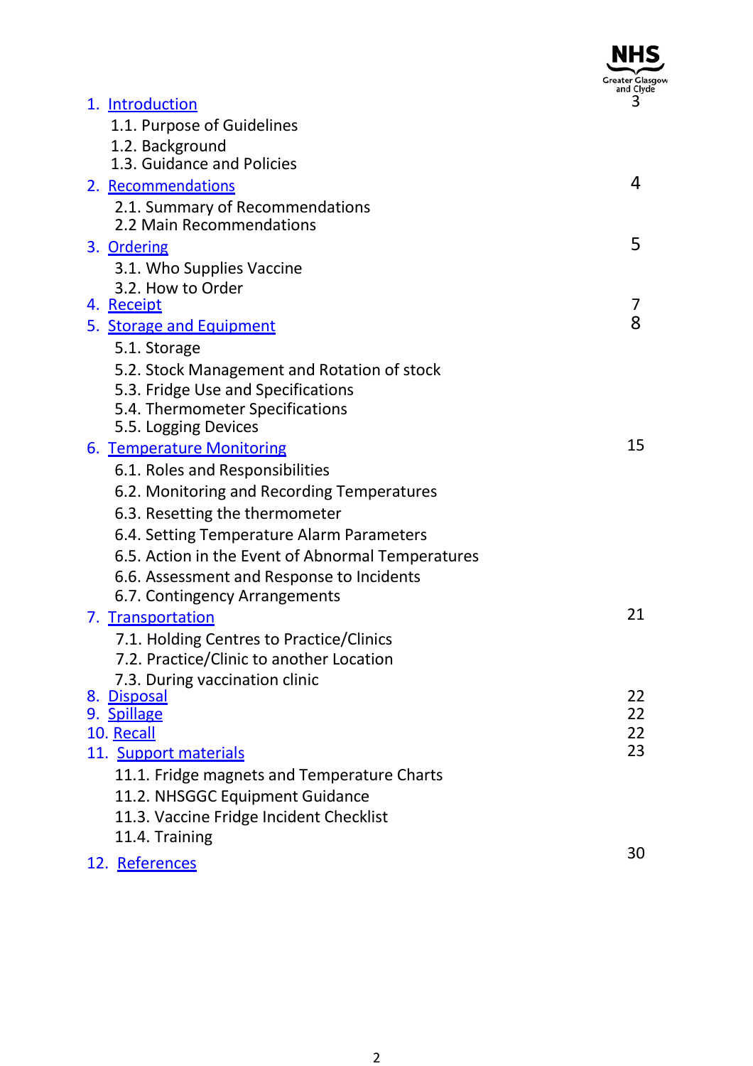| | |
|---|---|
| 1. Introduction | 3 |
| 1.1. Purpose of Guidelines | |
| 1.2. Background | |
| 1.3. Guidance and Policies | |
| 2. Recommendations | 4 |
| 2.1. Summary of Recommendations | |
| 2.2 Main Recommendations | |
| 3. Ordering | 5 |
| 3.1. Who Supplies Vaccine | |
| 3.2. How to Order | |
| 4. Receipt | 7 |
| 5. Storage and Equipment | 8 |
| 5.1. Storage | |
| 5.2. Stock Management and Rotation of stock | |
| 5.3. Fridge Use and Specifications | |
| 5.4. Thermometer Specifications | |
| 5.5. Logging Devices | |
| 6. Temperature Monitoring | 15 |
| 6.1. Roles and Responsibilities | |
| 6.2. Monitoring and Recording Temperatures | |
| 6.3. Resetting the thermometer | |
| 6.4. Setting Temperature Alarm Parameters | |
| 6.5. Action in the Event of Abnormal Temperatures | |
| 6.6. Assessment and Response to Incidents | |
| 6.7. Contingency Arrangements | |
| 7. Transportation | 21 |
| 7.1. Holding Centres to Practice/Clinics | |
| 7.2. Practice/Clinic to another Location | |
| 7.3. During vaccination clinic | |
| 8. Disposal | 22 |
| 9. Spillage | 22 |
| 10. Recall | 22 |
| 11. Support materials | 23 |
| 11.1. Fridge magnets and Temperature Charts | |
| 11.2. NHSGGC Equipment Guidance | |
| 11.3. Vaccine Fridge Incident Checklist | |
| 11.4. Training | |
| 12. References | 30 |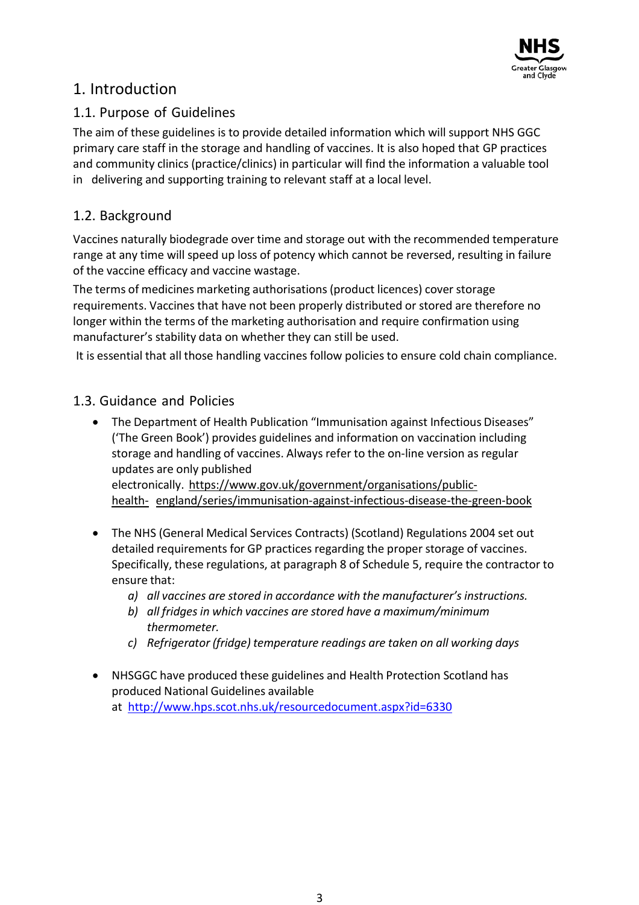# 1. Introduction

## 1.1. Purpose of Guidelines

The aim of these guidelines is to provide detailed information which will support NHS GGC primary care staff in the storage and handling of vaccines. It is also hoped that GP practices and community clinics (practice/clinics) in particular will find the information a valuable tool in delivering and supporting training to relevant staff at a local level.

## 1.2. Background

Vaccines naturally biodegrade over time and storage out with the recommended temperature range at any time will speed up loss of potency which cannot be reversed, resulting in failure of the vaccine efficacy and vaccine wastage.

The terms of medicines marketing authorisations (product licences) cover storage requirements. Vaccines that have not been properly distributed or stored are therefore no longer within the terms of the marketing authorisation and require confirmation using manufacturer's stability data on whether they can still be used.

It is essential that all those handling vaccines follow policies to ensure cold chain compliance.

## 1.3. Guidance and Policies

- The Department of Health Publication "Immunisation against Infectious Diseases" ('The Green Book') provides guidelines and information on vaccination including storage and handling of vaccines. Always refer to the on-line version as regular updates are only published electronically. https://www.gov.uk/government/organisations/public-health-england/series/immunisation-against-infectious-disease-the-green-book

- The NHS (General Medical Services Contracts) (Scotland) Regulations 2004 set out detailed requirements for GP practices regarding the proper storage of vaccines. Specifically, these regulations, at paragraph 8 of Schedule 5, require the contractor to ensure that:
  a) *all vaccines are stored in accordance with the manufacturer's instructions.*
  b) *all fridges in which vaccines are stored have a maximum/minimum thermometer.*
  c) *Refrigerator (fridge) temperature readings are taken on all working days*

- NHSGGC have produced these guidelines and Health Protection Scotland has produced National Guidelines available at http://www.hps.scot.nhs.uk/resourcedocument.aspx?id=6330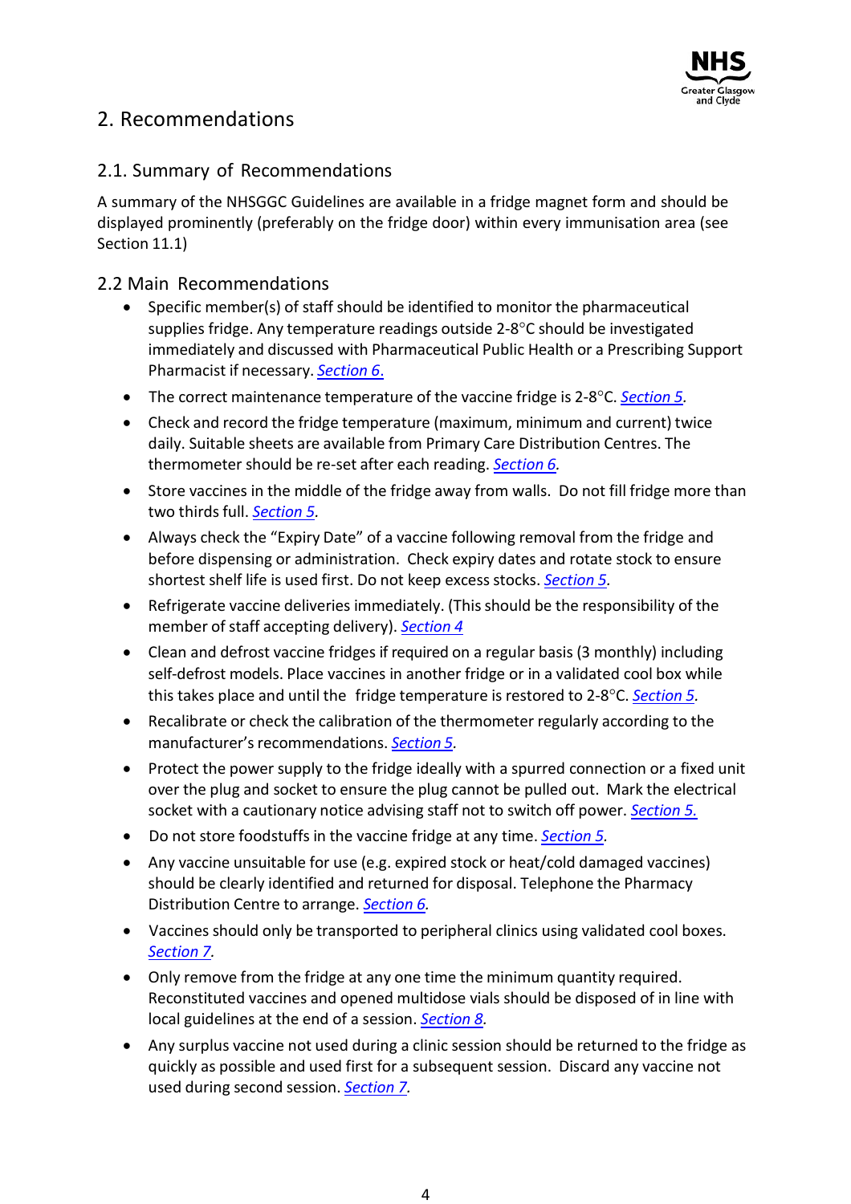# 2. Recommendations

## 2.1. Summary of Recommendations

A summary of the NHSGGC Guidelines are available in a fridge magnet form and should be displayed prominently (preferably on the fridge door) within every immunisation area (see Section 11.1)

## 2.2 Main Recommendations

- Specific member(s) of staff should be identified to monitor the pharmaceutical supplies fridge. Any temperature readings outside 2-8°C should be investigated immediately and discussed with Pharmaceutical Public Health or a Prescribing Support Pharmacist if necessary. *Section 6.*
- The correct maintenance temperature of the vaccine fridge is 2-8°C. *Section 5.*
- Check and record the fridge temperature (maximum, minimum and current) twice daily. Suitable sheets are available from Primary Care Distribution Centres. The thermometer should be re-set after each reading. *Section 6.*
- Store vaccines in the middle of the fridge away from walls. Do not fill fridge more than two thirds full. *Section 5.*
- Always check the “Expiry Date” of a vaccine following removal from the fridge and before dispensing or administration. Check expiry dates and rotate stock to ensure shortest shelf life is used first. Do not keep excess stocks. *Section 5.*
- Refrigerate vaccine deliveries immediately. (This should be the responsibility of the member of staff accepting delivery). *Section 4*
- Clean and defrost vaccine fridges if required on a regular basis (3 monthly) including self-defrost models. Place vaccines in another fridge or in a validated cool box while this takes place and until the fridge temperature is restored to 2-8°C. *Section 5.*
- Recalibrate or check the calibration of the thermometer regularly according to the manufacturer’s recommendations. *Section 5.*
- Protect the power supply to the fridge ideally with a spurred connection or a fixed unit over the plug and socket to ensure the plug cannot be pulled out. Mark the electrical socket with a cautionary notice advising staff not to switch off power. *Section 5.*
- Do not store foodstuffs in the vaccine fridge at any time. *Section 5.*
- Any vaccine unsuitable for use (e.g. expired stock or heat/cold damaged vaccines) should be clearly identified and returned for disposal. Telephone the Pharmacy Distribution Centre to arrange. *Section 6.*
- Vaccines should only be transported to peripheral clinics using validated cool boxes. *Section 7.*
- Only remove from the fridge at any one time the minimum quantity required. Reconstituted vaccines and opened multidose vials should be disposed of in line with local guidelines at the end of a session. *Section 8.*
- Any surplus vaccine not used during a clinic session should be returned to the fridge as quickly as possible and used first for a subsequent session. Discard any vaccine not used during second session. *Section 7.*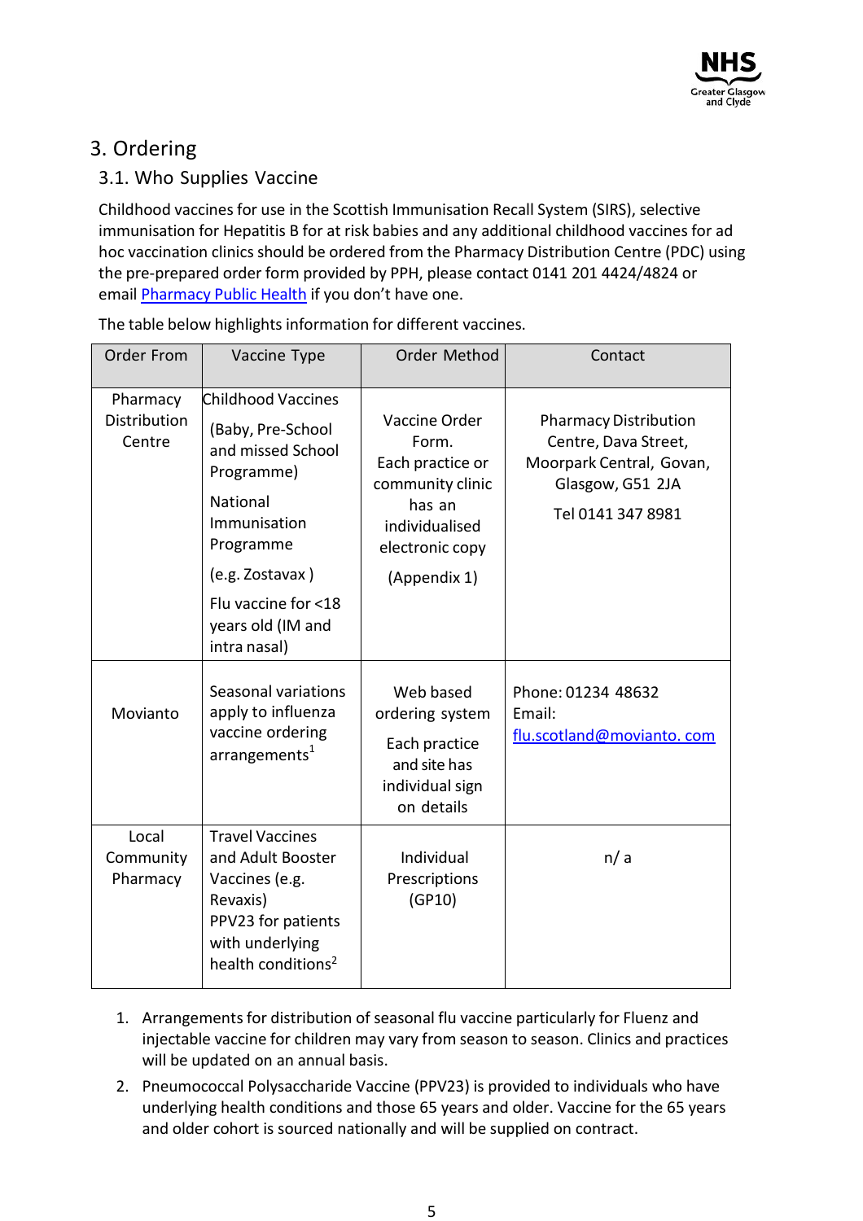## 3. Ordering

### 3.1. Who Supplies Vaccine

Childhood vaccines for use in the Scottish Immunisation Recall System (SIRS), selective immunisation for Hepatitis B for at risk babies and any additional childhood vaccines for ad hoc vaccination clinics should be ordered from the Pharmacy Distribution Centre (PDC) using the pre-prepared order form provided by PPH, please contact 0141 201 4424/4824 or email Pharmacy Public Health if you don't have one.

The table below highlights information for different vaccines.

| Order From | Vaccine Type | Order Method | Contact |
|---|---|---|---|
| Pharmacy Distribution Centre | Childhood Vaccines<br>(Baby, Pre-School and missed School Programme)<br>National Immunisation Programme<br>(e.g. Zostavax )<br>Flu vaccine for <18 years old (IM and intra nasal) | Vaccine Order Form.<br>Each practice or community clinic has an individualised electronic copy<br>(Appendix 1) | Pharmacy Distribution Centre, Dava Street, Moorpark Central, Govan, Glasgow, G51 2JA<br>Tel 0141 347 8981 |
| Movianto | Seasonal variations apply to influenza vaccine ordering arrangements[1] | Web based ordering system<br>Each practice and site has individual sign on details | Phone: 01234 48632<br>Email: flu.scotland@movianto. com |
| Local Community Pharmacy | Travel Vaccines and Adult Booster Vaccines (e.g. Revaxis)<br>PPV23 for patients with underlying health conditions[2] | Individual Prescriptions (GP10) | n/ a |

1. Arrangements for distribution of seasonal flu vaccine particularly for Fluenz and injectable vaccine for children may vary from season to season. Clinics and practices will be updated on an annual basis.
2. Pneumococcal Polysaccharide Vaccine (PPV23) is provided to individuals who have underlying health conditions and those 65 years and older. Vaccine for the 65 years and older cohort is sourced nationally and will be supplied on contract.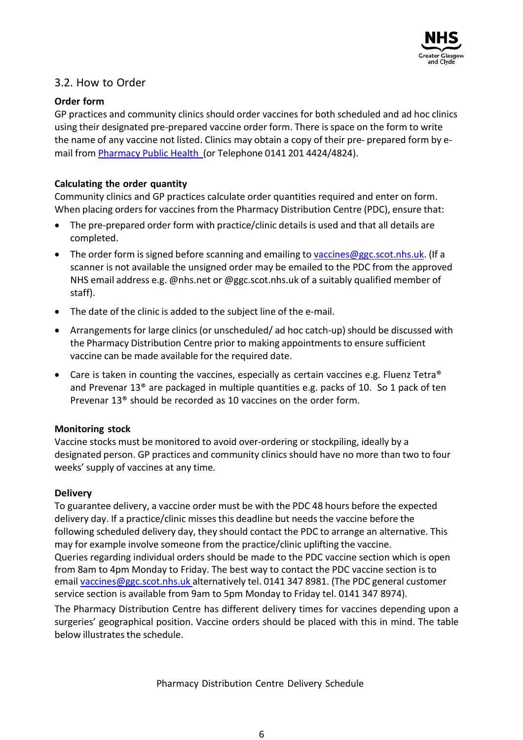## 3.2. How to Order

**Order form**

GP practices and community clinics should order vaccines for both scheduled and ad hoc clinics using their designated pre-prepared vaccine order form. There is space on the form to write the name of any vaccine not listed. Clinics may obtain a copy of their pre- prepared form by e-mail from Pharmacy Public Health (or Telephone 0141 201 4424/4824).

**Calculating the order quantity**

Community clinics and GP practices calculate order quantities required and enter on form. When placing orders for vaccines from the Pharmacy Distribution Centre (PDC), ensure that:

- The pre-prepared order form with practice/clinic details is used and that all details are completed.
- The order form is signed before scanning and emailing to vaccines@ggc.scot.nhs.uk. (If a scanner is not available the unsigned order may be emailed to the PDC from the approved NHS email address e.g. @nhs.net or @ggc.scot.nhs.uk of a suitably qualified member of staff).
- The date of the clinic is added to the subject line of the e-mail.
- Arrangements for large clinics (or unscheduled/ ad hoc catch-up) should be discussed with the Pharmacy Distribution Centre prior to making appointments to ensure sufficient vaccine can be made available for the required date.
- Care is taken in counting the vaccines, especially as certain vaccines e.g. Fluenz Tetra® and Prevenar 13® are packaged in multiple quantities e.g. packs of 10. So 1 pack of ten Prevenar 13® should be recorded as 10 vaccines on the order form.

**Monitoring stock**

Vaccine stocks must be monitored to avoid over-ordering or stockpiling, ideally by a designated person. GP practices and community clinics should have no more than two to four weeks' supply of vaccines at any time.

**Delivery**

To guarantee delivery, a vaccine order must be with the PDC 48 hours before the expected delivery day. If a practice/clinic misses this deadline but needs the vaccine before the following scheduled delivery day, they should contact the PDC to arrange an alternative. This may for example involve someone from the practice/clinic uplifting the vaccine.
Queries regarding individual orders should be made to the PDC vaccine section which is open from 8am to 4pm Monday to Friday. The best way to contact the PDC vaccine section is to email vaccines@ggc.scot.nhs.uk alternatively tel. 0141 347 8981. (The PDC general customer service section is available from 9am to 5pm Monday to Friday tel. 0141 347 8974).

The Pharmacy Distribution Centre has different delivery times for vaccines depending upon a surgeries' geographical position. Vaccine orders should be placed with this in mind. The table below illustrates the schedule.

Pharmacy Distribution Centre Delivery Schedule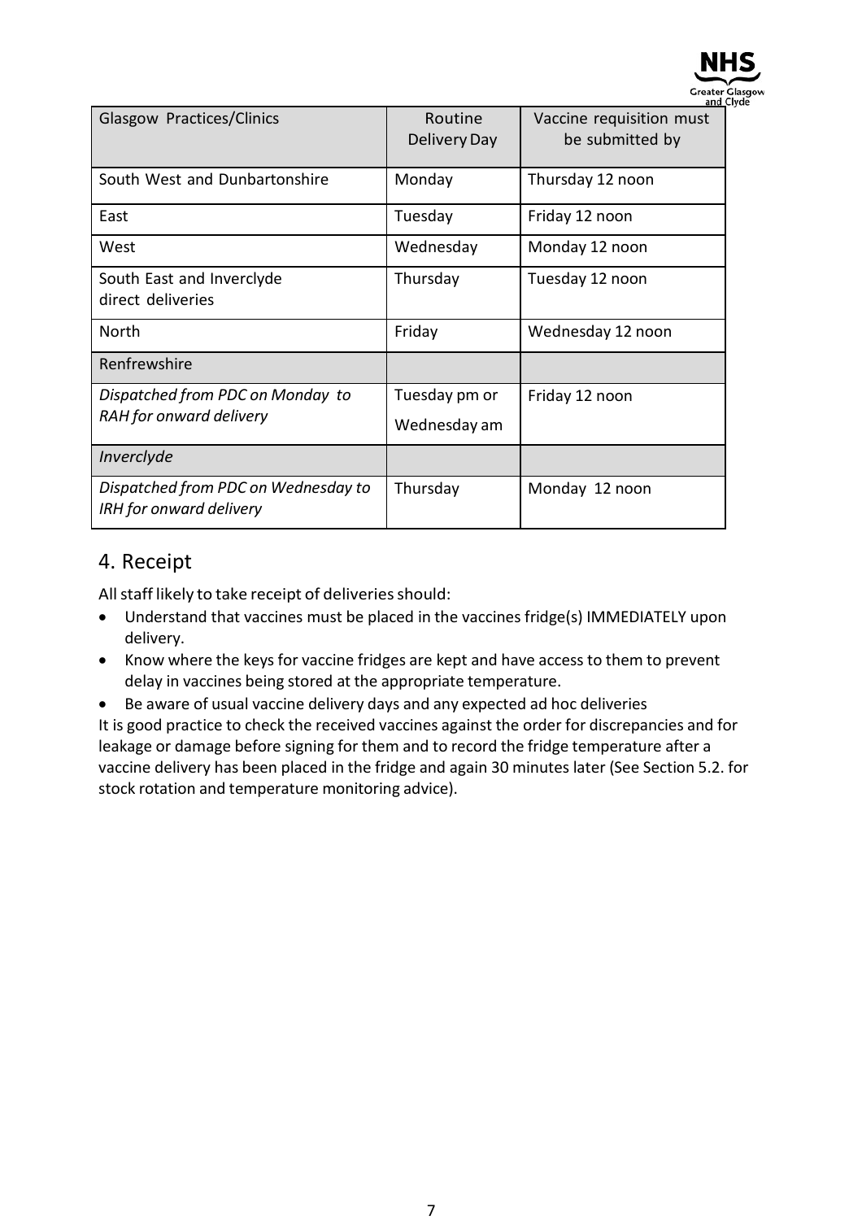| Glasgow Practices/Clinics | Routine Delivery Day | Vaccine requisition must be submitted by |
|---|---|---|
| South West and Dunbartonshire | Monday | Thursday 12 noon |
| East | Tuesday | Friday 12 noon |
| West | Wednesday | Monday 12 noon |
| South East and Inverclyde direct deliveries | Thursday | Tuesday 12 noon |
| North | Friday | Wednesday 12 noon |
| Renfrewshire | | |
| *Dispatched from PDC on Monday to RAH for onward delivery* | Tuesday pm or Wednesday am | Friday 12 noon |
| *Inverclyde* | | |
| *Dispatched from PDC on Wednesday to IRH for onward delivery* | Thursday | Monday 12 noon |

## 4. Receipt

All staff likely to take receipt of deliveries should:

- Understand that vaccines must be placed in the vaccines fridge(s) IMMEDIATELY upon delivery.
- Know where the keys for vaccine fridges are kept and have access to them to prevent delay in vaccines being stored at the appropriate temperature.
- Be aware of usual vaccine delivery days and any expected ad hoc deliveries

It is good practice to check the received vaccines against the order for discrepancies and for leakage or damage before signing for them and to record the fridge temperature after a vaccine delivery has been placed in the fridge and again 30 minutes later (See Section 5.2. for stock rotation and temperature monitoring advice).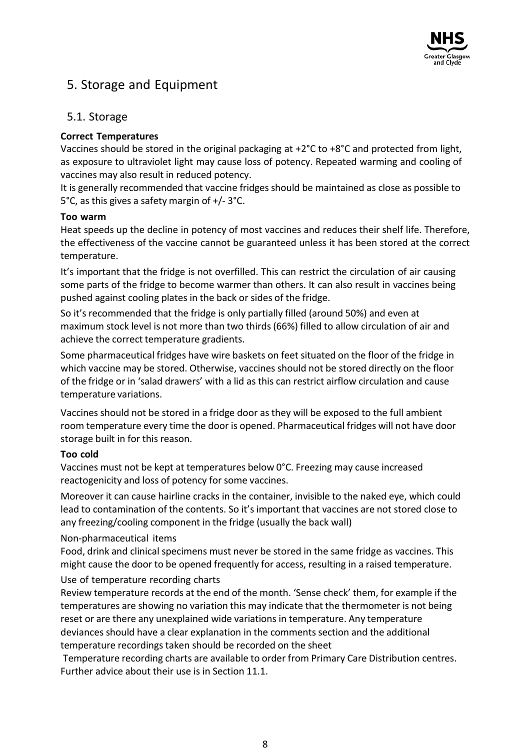## 5. Storage and Equipment

### 5.1. Storage

**Correct Temperatures**

Vaccines should be stored in the original packaging at +2°C to +8°C and protected from light, as exposure to ultraviolet light may cause loss of potency. Repeated warming and cooling of vaccines may also result in reduced potency.

It is generally recommended that vaccine fridges should be maintained as close as possible to 5°C, as this gives a safety margin of +/- 3°C.

**Too warm**

Heat speeds up the decline in potency of most vaccines and reduces their shelf life. Therefore, the effectiveness of the vaccine cannot be guaranteed unless it has been stored at the correct temperature.

It's important that the fridge is not overfilled. This can restrict the circulation of air causing some parts of the fridge to become warmer than others. It can also result in vaccines being pushed against cooling plates in the back or sides of the fridge.

So it's recommended that the fridge is only partially filled (around 50%) and even at maximum stock level is not more than two thirds (66%) filled to allow circulation of air and achieve the correct temperature gradients.

Some pharmaceutical fridges have wire baskets on feet situated on the floor of the fridge in which vaccine may be stored. Otherwise, vaccines should not be stored directly on the floor of the fridge or in 'salad drawers' with a lid as this can restrict airflow circulation and cause temperature variations.

Vaccines should not be stored in a fridge door as they will be exposed to the full ambient room temperature every time the door is opened. Pharmaceutical fridges will not have door storage built in for this reason.

**Too cold**

Vaccines must not be kept at temperatures below 0°C. Freezing may cause increased reactogenicity and loss of potency for some vaccines.

Moreover it can cause hairline cracks in the container, invisible to the naked eye, which could lead to contamination of the contents. So it's important that vaccines are not stored close to any freezing/cooling component in the fridge (usually the back wall)

Non-pharmaceutical items

Food, drink and clinical specimens must never be stored in the same fridge as vaccines. This might cause the door to be opened frequently for access, resulting in a raised temperature.

Use of temperature recording charts

Review temperature records at the end of the month. 'Sense check' them, for example if the temperatures are showing no variation this may indicate that the thermometer is not being reset or are there any unexplained wide variations in temperature. Any temperature deviances should have a clear explanation in the comments section and the additional temperature recordings taken should be recorded on the sheet

Temperature recording charts are available to order from Primary Care Distribution centres. Further advice about their use is in Section 11.1.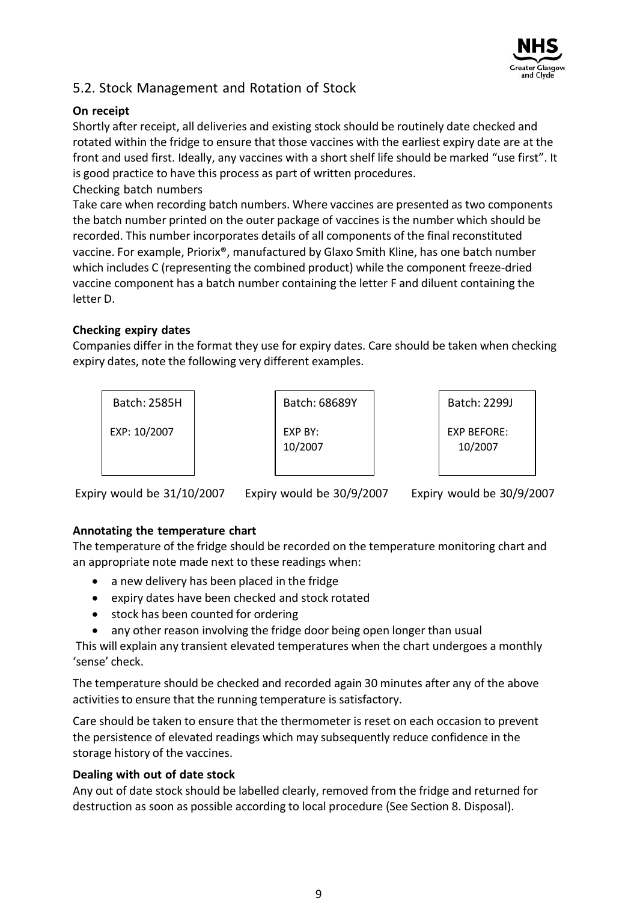## 5.2. Stock Management and Rotation of Stock

**On receipt**

Shortly after receipt, all deliveries and existing stock should be routinely date checked and rotated within the fridge to ensure that those vaccines with the earliest expiry date are at the front and used first. Ideally, any vaccines with a short shelf life should be marked "use first". It is good practice to have this process as part of written procedures.

Checking batch numbers

Take care when recording batch numbers. Where vaccines are presented as two components the batch number printed on the outer package of vaccines is the number which should be recorded. This number incorporates details of all components of the final reconstituted vaccine. For example, Priorix®, manufactured by Glaxo Smith Kline, has one batch number which includes C (representing the combined product) while the component freeze-dried vaccine component has a batch number containing the letter F and diluent containing the letter D.

**Checking expiry dates**

Companies differ in the format they use for expiry dates. Care should be taken when checking expiry dates, note the following very different examples.

| Batch: 2585H<br>EXP: 10/2007 | Batch: 68689Y<br>EXP BY:<br>10/2007 | Batch: 2299J<br>EXP BEFORE:<br>10/2007 |
|---|---|---|
| Expiry would be 31/10/2007 | Expiry would be 30/9/2007 | Expiry would be 30/9/2007 |

**Annotating the temperature chart**

The temperature of the fridge should be recorded on the temperature monitoring chart and an appropriate note made next to these readings when:

- a new delivery has been placed in the fridge
- expiry dates have been checked and stock rotated
- stock has been counted for ordering
- any other reason involving the fridge door being open longer than usual

This will explain any transient elevated temperatures when the chart undergoes a monthly 'sense' check.

The temperature should be checked and recorded again 30 minutes after any of the above activities to ensure that the running temperature is satisfactory.

Care should be taken to ensure that the thermometer is reset on each occasion to prevent the persistence of elevated readings which may subsequently reduce confidence in the storage history of the vaccines.

**Dealing with out of date stock**

Any out of date stock should be labelled clearly, removed from the fridge and returned for destruction as soon as possible according to local procedure (See Section 8. Disposal).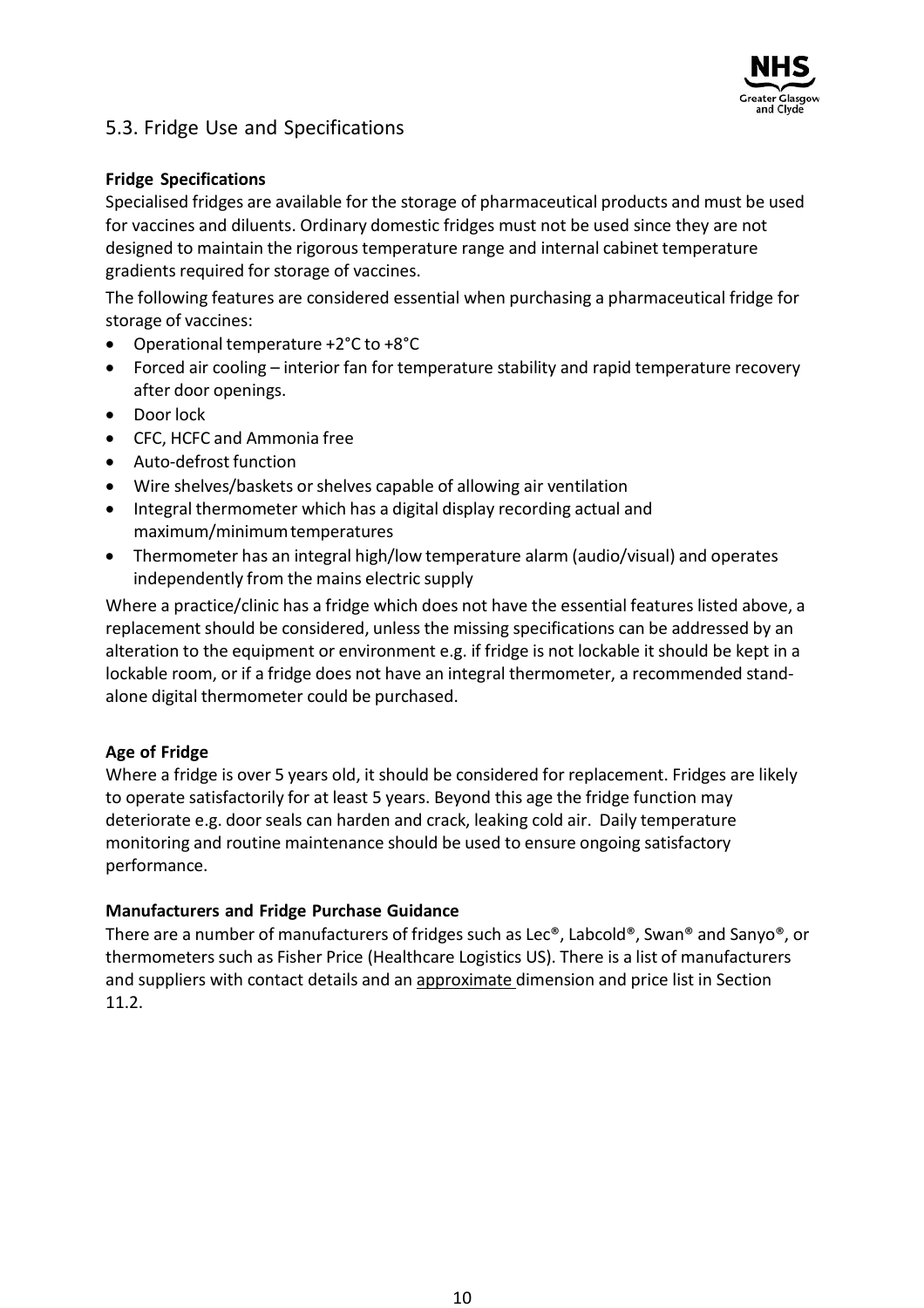## 5.3. Fridge Use and Specifications

**Fridge Specifications**

Specialised fridges are available for the storage of pharmaceutical products and must be used for vaccines and diluents. Ordinary domestic fridges must not be used since they are not designed to maintain the rigorous temperature range and internal cabinet temperature gradients required for storage of vaccines.

The following features are considered essential when purchasing a pharmaceutical fridge for storage of vaccines:

- Operational temperature +2°C to +8°C
- Forced air cooling – interior fan for temperature stability and rapid temperature recovery after door openings.
- Door lock
- CFC, HCFC and Ammonia free
- Auto-defrost function
- Wire shelves/baskets or shelves capable of allowing air ventilation
- Integral thermometer which has a digital display recording actual and maximum/minimum temperatures
- Thermometer has an integral high/low temperature alarm (audio/visual) and operates independently from the mains electric supply

Where a practice/clinic has a fridge which does not have the essential features listed above, a replacement should be considered, unless the missing specifications can be addressed by an alteration to the equipment or environment e.g. if fridge is not lockable it should be kept in a lockable room, or if a fridge does not have an integral thermometer, a recommended stand-alone digital thermometer could be purchased.

**Age of Fridge**

Where a fridge is over 5 years old, it should be considered for replacement. Fridges are likely to operate satisfactorily for at least 5 years. Beyond this age the fridge function may deteriorate e.g. door seals can harden and crack, leaking cold air. Daily temperature monitoring and routine maintenance should be used to ensure ongoing satisfactory performance.

**Manufacturers and Fridge Purchase Guidance**

There are a number of manufacturers of fridges such as Lec®, Labcold®, Swan® and Sanyo®, or thermometers such as Fisher Price (Healthcare Logistics US). There is a list of manufacturers and suppliers with contact details and an approximate dimension and price list in Section 11.2.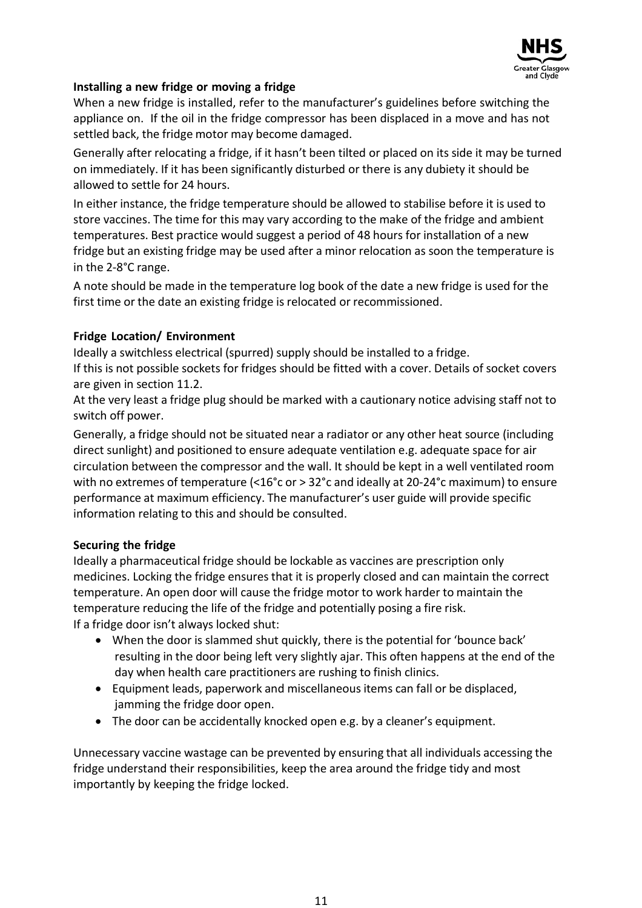**Installing a new fridge or moving a fridge**

When a new fridge is installed, refer to the manufacturer's guidelines before switching the appliance on. If the oil in the fridge compressor has been displaced in a move and has not settled back, the fridge motor may become damaged.

Generally after relocating a fridge, if it hasn't been tilted or placed on its side it may be turned on immediately. If it has been significantly disturbed or there is any dubiety it should be allowed to settle for 24 hours.

In either instance, the fridge temperature should be allowed to stabilise before it is used to store vaccines. The time for this may vary according to the make of the fridge and ambient temperatures. Best practice would suggest a period of 48 hours for installation of a new fridge but an existing fridge may be used after a minor relocation as soon the temperature is in the 2-8°C range.

A note should be made in the temperature log book of the date a new fridge is used for the first time or the date an existing fridge is relocated or recommissioned.

**Fridge Location/ Environment**

Ideally a switchless electrical (spurred) supply should be installed to a fridge.

If this is not possible sockets for fridges should be fitted with a cover. Details of socket covers are given in section 11.2.

At the very least a fridge plug should be marked with a cautionary notice advising staff not to switch off power.

Generally, a fridge should not be situated near a radiator or any other heat source (including direct sunlight) and positioned to ensure adequate ventilation e.g. adequate space for air circulation between the compressor and the wall. It should be kept in a well ventilated room with no extremes of temperature (<16°c or > 32°c and ideally at 20-24°c maximum) to ensure performance at maximum efficiency. The manufacturer's user guide will provide specific information relating to this and should be consulted.

**Securing the fridge**

Ideally a pharmaceutical fridge should be lockable as vaccines are prescription only medicines. Locking the fridge ensures that it is properly closed and can maintain the correct temperature. An open door will cause the fridge motor to work harder to maintain the temperature reducing the life of the fridge and potentially posing a fire risk.

If a fridge door isn't always locked shut:

- When the door is slammed shut quickly, there is the potential for 'bounce back' resulting in the door being left very slightly ajar. This often happens at the end of the day when health care practitioners are rushing to finish clinics.
- Equipment leads, paperwork and miscellaneous items can fall or be displaced, jamming the fridge door open.
- The door can be accidentally knocked open e.g. by a cleaner's equipment.

Unnecessary vaccine wastage can be prevented by ensuring that all individuals accessing the fridge understand their responsibilities, keep the area around the fridge tidy and most importantly by keeping the fridge locked.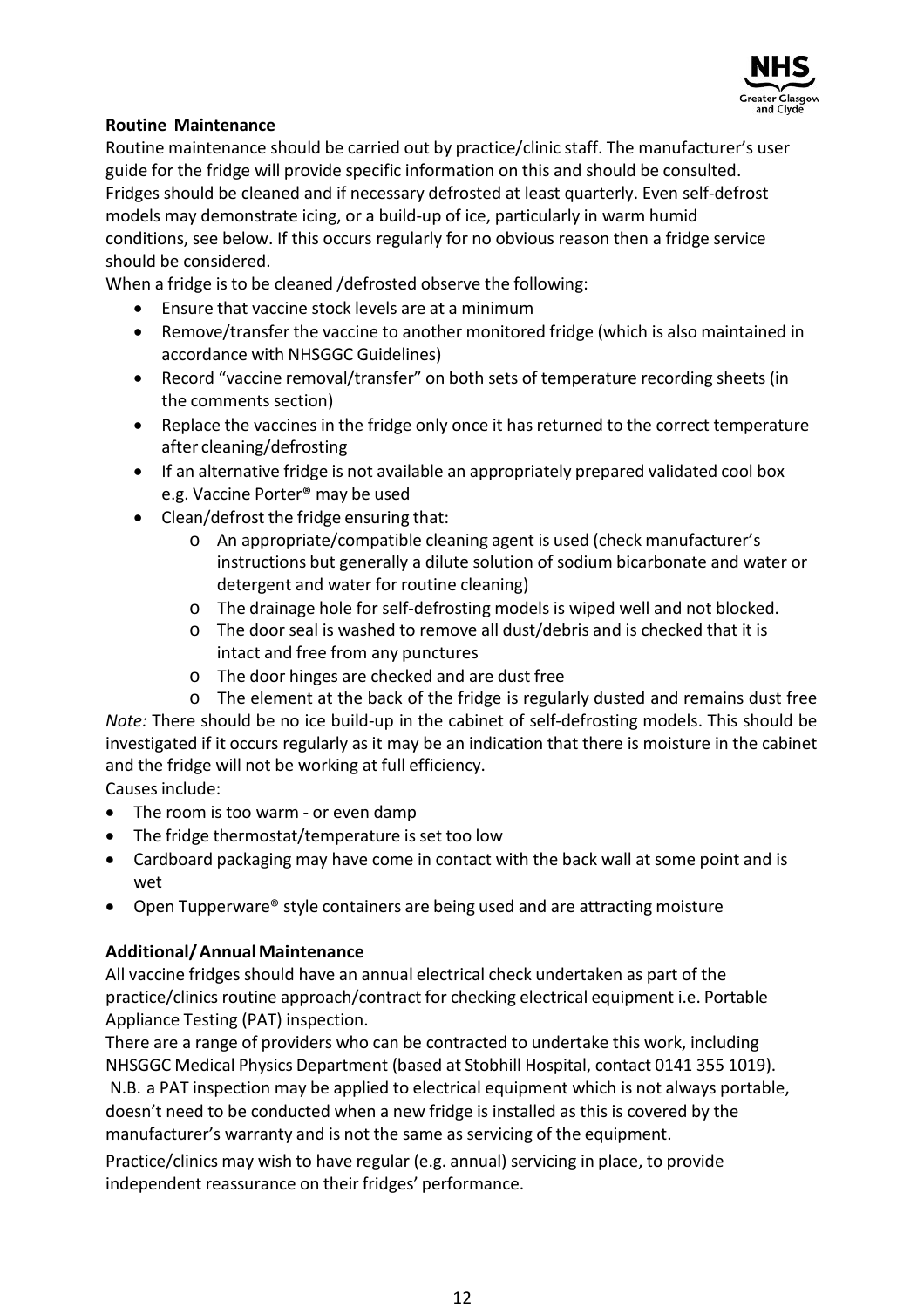**Routine Maintenance**

Routine maintenance should be carried out by practice/clinic staff. The manufacturer's user guide for the fridge will provide specific information on this and should be consulted. Fridges should be cleaned and if necessary defrosted at least quarterly. Even self-defrost models may demonstrate icing, or a build-up of ice, particularly in warm humid conditions, see below. If this occurs regularly for no obvious reason then a fridge service should be considered.

When a fridge is to be cleaned /defrosted observe the following:

- Ensure that vaccine stock levels are at a minimum
- Remove/transfer the vaccine to another monitored fridge (which is also maintained in accordance with NHSGGC Guidelines)
- Record "vaccine removal/transfer" on both sets of temperature recording sheets (in the comments section)
- Replace the vaccines in the fridge only once it has returned to the correct temperature after cleaning/defrosting
- If an alternative fridge is not available an appropriately prepared validated cool box e.g. Vaccine Porter® may be used
- Clean/defrost the fridge ensuring that:
  - An appropriate/compatible cleaning agent is used (check manufacturer's instructions but generally a dilute solution of sodium bicarbonate and water or detergent and water for routine cleaning)
  - The drainage hole for self-defrosting models is wiped well and not blocked.
  - The door seal is washed to remove all dust/debris and is checked that it is intact and free from any punctures
  - The door hinges are checked and are dust free
  - The element at the back of the fridge is regularly dusted and remains dust free

*Note:* There should be no ice build-up in the cabinet of self-defrosting models. This should be investigated if it occurs regularly as it may be an indication that there is moisture in the cabinet and the fridge will not be working at full efficiency.

Causes include:

- The room is too warm - or even damp
- The fridge thermostat/temperature is set too low
- Cardboard packaging may have come in contact with the back wall at some point and is wet
- Open Tupperware® style containers are being used and are attracting moisture

**Additional/ Annual Maintenance**

All vaccine fridges should have an annual electrical check undertaken as part of the practice/clinics routine approach/contract for checking electrical equipment i.e. Portable Appliance Testing (PAT) inspection.

There are a range of providers who can be contracted to undertake this work, including NHSGGC Medical Physics Department (based at Stobhill Hospital, contact 0141 355 1019).

N.B. a PAT inspection may be applied to electrical equipment which is not always portable, doesn't need to be conducted when a new fridge is installed as this is covered by the manufacturer's warranty and is not the same as servicing of the equipment.

Practice/clinics may wish to have regular (e.g. annual) servicing in place, to provide independent reassurance on their fridges' performance.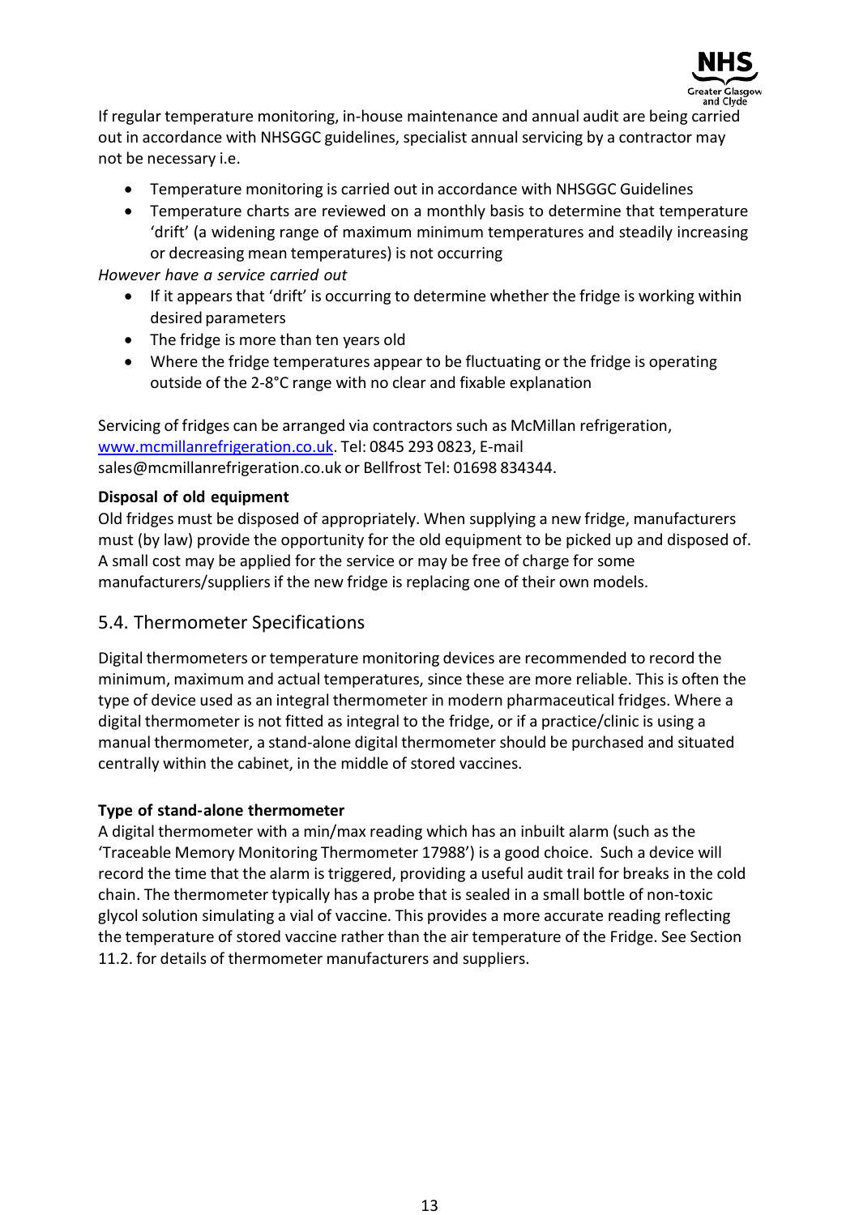If regular temperature monitoring, in-house maintenance and annual audit are being carried out in accordance with NHSGGC guidelines, specialist annual servicing by a contractor may not be necessary i.e.

- Temperature monitoring is carried out in accordance with NHSGGC Guidelines
- Temperature charts are reviewed on a monthly basis to determine that temperature 'drift' (a widening range of maximum minimum temperatures and steadily increasing or decreasing mean temperatures) is not occurring

*However have a service carried out*

- If it appears that 'drift' is occurring to determine whether the fridge is working within desired parameters
- The fridge is more than ten years old
- Where the fridge temperatures appear to be fluctuating or the fridge is operating outside of the 2-8°C range with no clear and fixable explanation

Servicing of fridges can be arranged via contractors such as McMillan refrigeration, [www.mcmillanrefrigeration.co.uk](http://www.mcmillanrefrigeration.co.uk). Tel: 0845 293 0823, E-mail sales@mcmillanrefrigeration.co.uk or Bellfrost Tel: 01698 834344.

**Disposal of old equipment**

Old fridges must be disposed of appropriately. When supplying a new fridge, manufacturers must (by law) provide the opportunity for the old equipment to be picked up and disposed of. A small cost may be applied for the service or may be free of charge for some manufacturers/suppliers if the new fridge is replacing one of their own models.

## 5.4. Thermometer Specifications

Digital thermometers or temperature monitoring devices are recommended to record the minimum, maximum and actual temperatures, since these are more reliable. This is often the type of device used as an integral thermometer in modern pharmaceutical fridges. Where a digital thermometer is not fitted as integral to the fridge, or if a practice/clinic is using a manual thermometer, a stand-alone digital thermometer should be purchased and situated centrally within the cabinet, in the middle of stored vaccines.

**Type of stand-alone thermometer**

A digital thermometer with a min/max reading which has an inbuilt alarm (such as the 'Traceable Memory Monitoring Thermometer 17988') is a good choice. Such a device will record the time that the alarm is triggered, providing a useful audit trail for breaks in the cold chain. The thermometer typically has a probe that is sealed in a small bottle of non-toxic glycol solution simulating a vial of vaccine. This provides a more accurate reading reflecting the temperature of stored vaccine rather than the air temperature of the Fridge. See Section 11.2. for details of thermometer manufacturers and suppliers.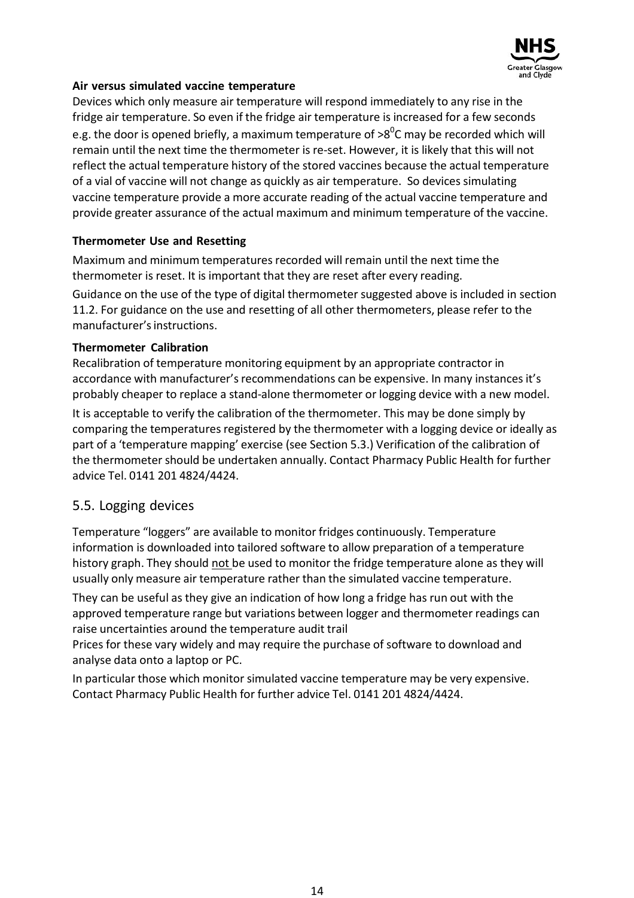**Air versus simulated vaccine temperature**

Devices which only measure air temperature will respond immediately to any rise in the fridge air temperature. So even if the fridge air temperature is increased for a few seconds e.g. the door is opened briefly, a maximum temperature of $>8^0$C may be recorded which will remain until the next time the thermometer is re-set. However, it is likely that this will not reflect the actual temperature history of the stored vaccines because the actual temperature of a vial of vaccine will not change as quickly as air temperature. So devices simulating vaccine temperature provide a more accurate reading of the actual vaccine temperature and provide greater assurance of the actual maximum and minimum temperature of the vaccine.

**Thermometer Use and Resetting**

Maximum and minimum temperatures recorded will remain until the next time the thermometer is reset. It is important that they are reset after every reading.

Guidance on the use of the type of digital thermometer suggested above is included in section 11.2. For guidance on the use and resetting of all other thermometers, please refer to the manufacturer's instructions.

**Thermometer Calibration**

Recalibration of temperature monitoring equipment by an appropriate contractor in accordance with manufacturer's recommendations can be expensive. In many instances it's probably cheaper to replace a stand-alone thermometer or logging device with a new model.

It is acceptable to verify the calibration of the thermometer. This may be done simply by comparing the temperatures registered by the thermometer with a logging device or ideally as part of a 'temperature mapping' exercise (see Section 5.3.) Verification of the calibration of the thermometer should be undertaken annually. Contact Pharmacy Public Health for further advice Tel. 0141 201 4824/4424.

## 5.5. Logging devices

Temperature "loggers" are available to monitor fridges continuously. Temperature information is downloaded into tailored software to allow preparation of a temperature history graph. They should not be used to monitor the fridge temperature alone as they will usually only measure air temperature rather than the simulated vaccine temperature.

They can be useful as they give an indication of how long a fridge has run out with the approved temperature range but variations between logger and thermometer readings can raise uncertainties around the temperature audit trail

Prices for these vary widely and may require the purchase of software to download and analyse data onto a laptop or PC.

In particular those which monitor simulated vaccine temperature may be very expensive. Contact Pharmacy Public Health for further advice Tel. 0141 201 4824/4424.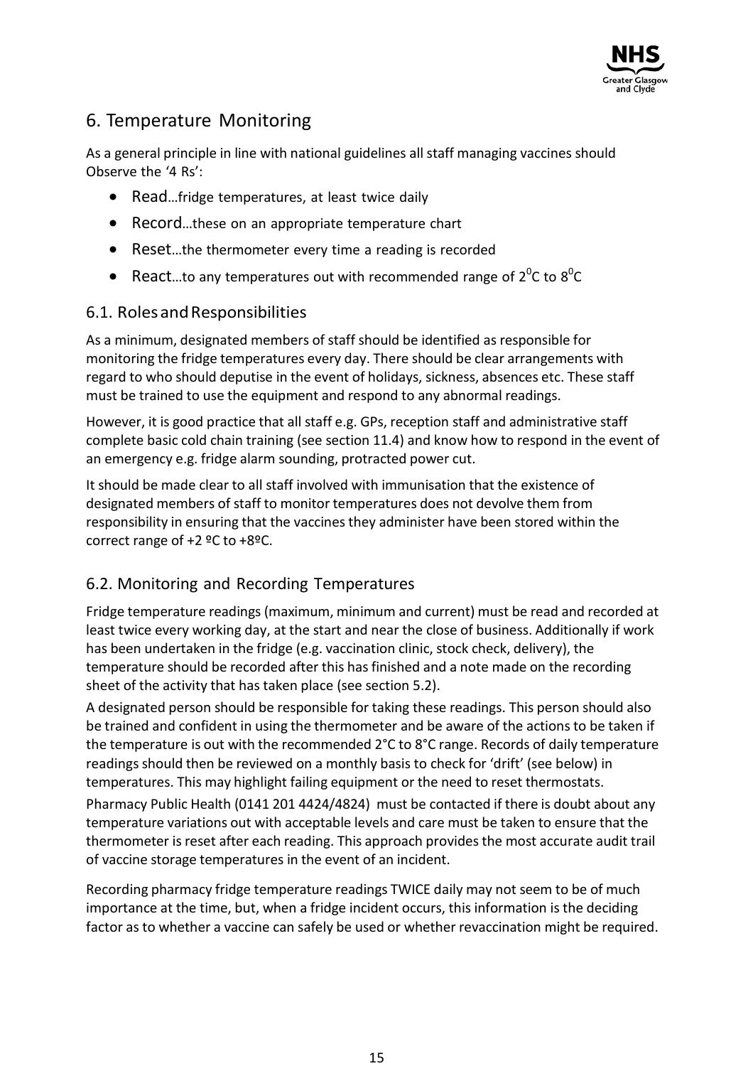## 6. Temperature Monitoring

As a general principle in line with national guidelines all staff managing vaccines should Observe the '4 Rs':

- Read…fridge temperatures, at least twice daily
- Record…these on an appropriate temperature chart
- Reset…the thermometer every time a reading is recorded
- React…to any temperatures out with recommended range of $2^0$C to $8^0$C

### 6.1. Roles and Responsibilities

As a minimum, designated members of staff should be identified as responsible for monitoring the fridge temperatures every day. There should be clear arrangements with regard to who should deputise in the event of holidays, sickness, absences etc. These staff must be trained to use the equipment and respond to any abnormal readings.

However, it is good practice that all staff e.g. GPs, reception staff and administrative staff complete basic cold chain training (see section 11.4) and know how to respond in the event of an emergency e.g. fridge alarm sounding, protracted power cut.

It should be made clear to all staff involved with immunisation that the existence of designated members of staff to monitor temperatures does not devolve them from responsibility in ensuring that the vaccines they administer have been stored within the correct range of +2 ºC to +8ºC.

### 6.2. Monitoring and Recording Temperatures

Fridge temperature readings (maximum, minimum and current) must be read and recorded at least twice every working day, at the start and near the close of business. Additionally if work has been undertaken in the fridge (e.g. vaccination clinic, stock check, delivery), the temperature should be recorded after this has finished and a note made on the recording sheet of the activity that has taken place (see section 5.2).

A designated person should be responsible for taking these readings. This person should also be trained and confident in using the thermometer and be aware of the actions to be taken if the temperature is out with the recommended 2°C to 8°C range. Records of daily temperature readings should then be reviewed on a monthly basis to check for 'drift' (see below) in temperatures. This may highlight failing equipment or the need to reset thermostats.

Pharmacy Public Health (0141 201 4424/4824) must be contacted if there is doubt about any temperature variations out with acceptable levels and care must be taken to ensure that the thermometer is reset after each reading. This approach provides the most accurate audit trail of vaccine storage temperatures in the event of an incident.

Recording pharmacy fridge temperature readings TWICE daily may not seem to be of much importance at the time, but, when a fridge incident occurs, this information is the deciding factor as to whether a vaccine can safely be used or whether revaccination might be required.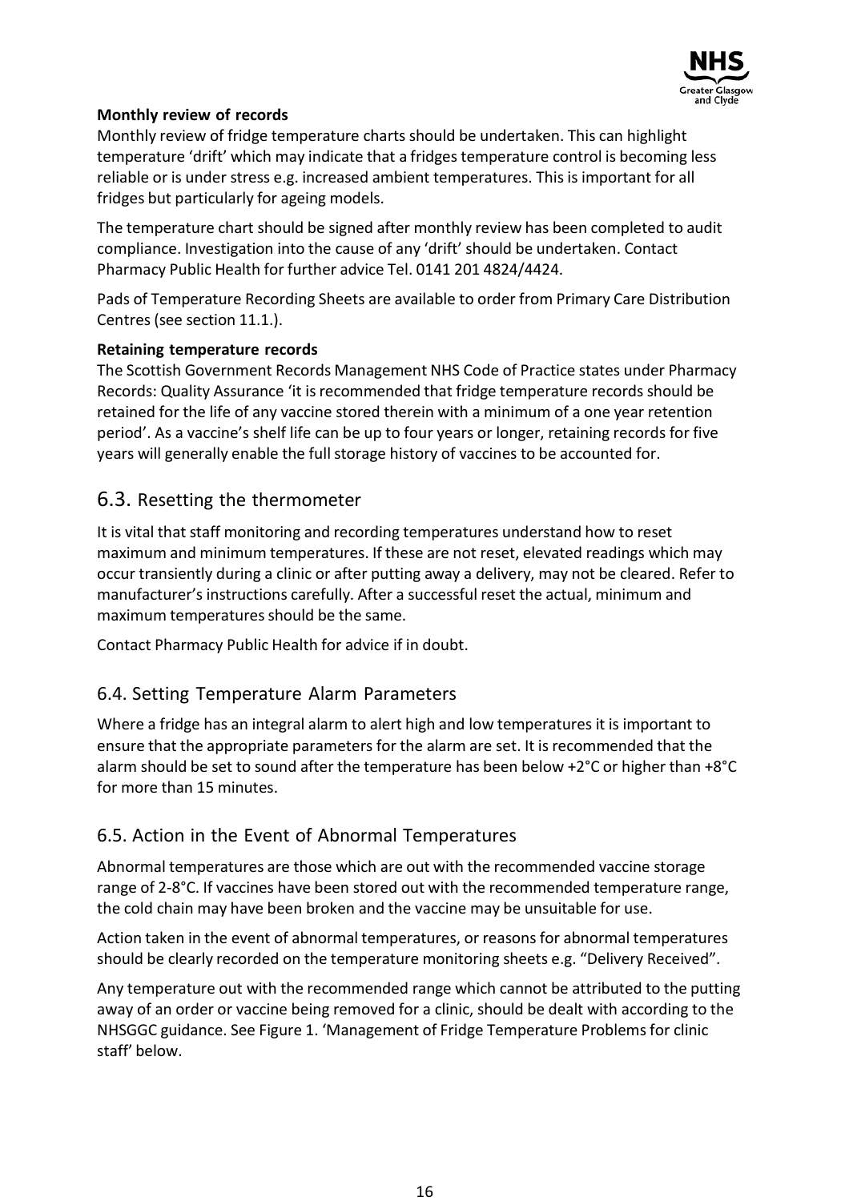**Monthly review of records**

Monthly review of fridge temperature charts should be undertaken. This can highlight temperature 'drift' which may indicate that a fridges temperature control is becoming less reliable or is under stress e.g. increased ambient temperatures. This is important for all fridges but particularly for ageing models.

The temperature chart should be signed after monthly review has been completed to audit compliance. Investigation into the cause of any 'drift' should be undertaken. Contact Pharmacy Public Health for further advice Tel. 0141 201 4824/4424.

Pads of Temperature Recording Sheets are available to order from Primary Care Distribution Centres (see section 11.1.).

**Retaining temperature records**

The Scottish Government Records Management NHS Code of Practice states under Pharmacy Records: Quality Assurance 'it is recommended that fridge temperature records should be retained for the life of any vaccine stored therein with a minimum of a one year retention period'. As a vaccine's shelf life can be up to four years or longer, retaining records for five years will generally enable the full storage history of vaccines to be accounted for.

## 6.3. Resetting the thermometer

It is vital that staff monitoring and recording temperatures understand how to reset maximum and minimum temperatures. If these are not reset, elevated readings which may occur transiently during a clinic or after putting away a delivery, may not be cleared. Refer to manufacturer's instructions carefully. After a successful reset the actual, minimum and maximum temperatures should be the same.

Contact Pharmacy Public Health for advice if in doubt.

## 6.4. Setting Temperature Alarm Parameters

Where a fridge has an integral alarm to alert high and low temperatures it is important to ensure that the appropriate parameters for the alarm are set. It is recommended that the alarm should be set to sound after the temperature has been below +2°C or higher than +8°C for more than 15 minutes.

## 6.5. Action in the Event of Abnormal Temperatures

Abnormal temperatures are those which are out with the recommended vaccine storage range of 2-8°C. If vaccines have been stored out with the recommended temperature range, the cold chain may have been broken and the vaccine may be unsuitable for use.

Action taken in the event of abnormal temperatures, or reasons for abnormal temperatures should be clearly recorded on the temperature monitoring sheets e.g. "Delivery Received".

Any temperature out with the recommended range which cannot be attributed to the putting away of an order or vaccine being removed for a clinic, should be dealt with according to the NHSGGC guidance. See Figure 1. 'Management of Fridge Temperature Problems for clinic staff' below.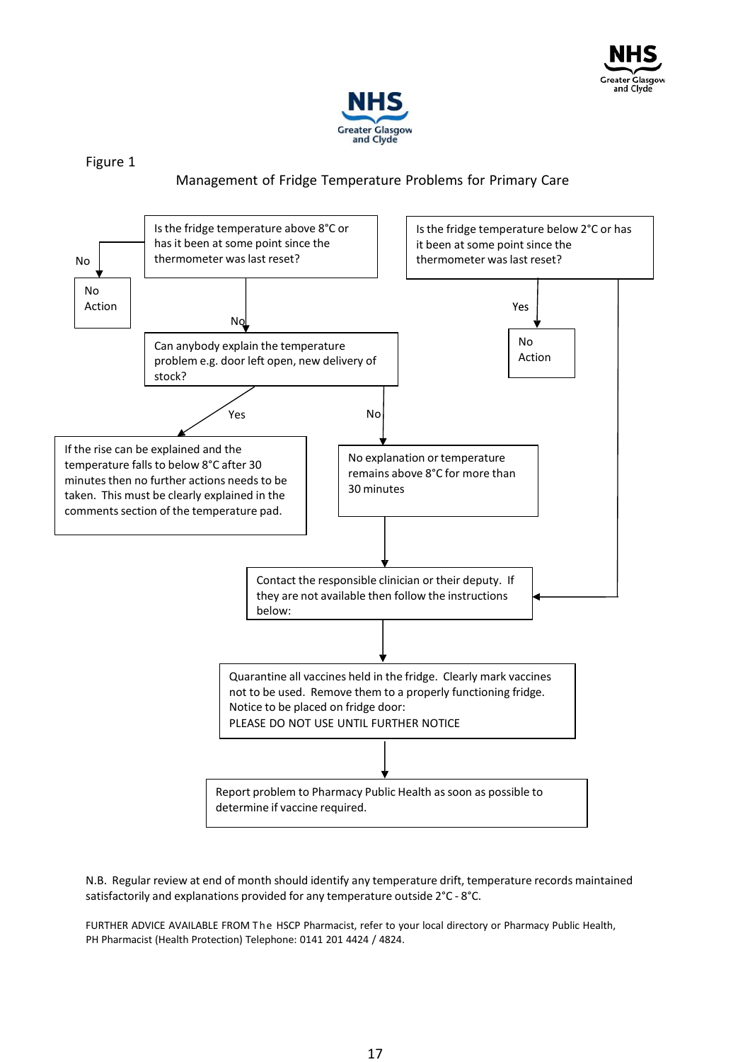Figure 1

## Management of Fridge Temperature Problems for Primary Care

Is the fridge temperature above 8˚C or has it been at some point since the thermometer was last reset?

- No → No Action
- Yes → Can anybody explain the temperature problem e.g. door left open, new delivery of stock?
  - Yes → If the rise can be explained and the temperature falls to below 8˚C after 30 minutes then no further actions needs to be taken. This must be clearly explained in the comments section of the temperature pad.
  - No → No explanation or temperature remains above 8˚C for more than 30 minutes → Contact the responsible clinician or their deputy.

Is the fridge temperature below 2˚C or has it been at some point since the thermometer was last reset?

- No → No Action
- Yes → Contact the responsible clinician or their deputy.

Contact the responsible clinician or their deputy. If they are not available then follow the instructions below:

↓

Quarantine all vaccines held in the fridge. Clearly mark vaccines not to be used. Remove them to a properly functioning fridge. Notice to be placed on fridge door:
PLEASE DO NOT USE UNTIL FURTHER NOTICE

↓

Report problem to Pharmacy Public Health as soon as possible to determine if vaccine required.

N.B. Regular review at end of month should identify any temperature drift, temperature records maintained satisfactorily and explanations provided for any temperature outside 2˚C - 8˚C.

FURTHER ADVICE AVAILABLE FROM The HSCP Pharmacist, refer to your local directory or Pharmacy Public Health, PH Pharmacist (Health Protection) Telephone: 0141 201 4424 / 4824.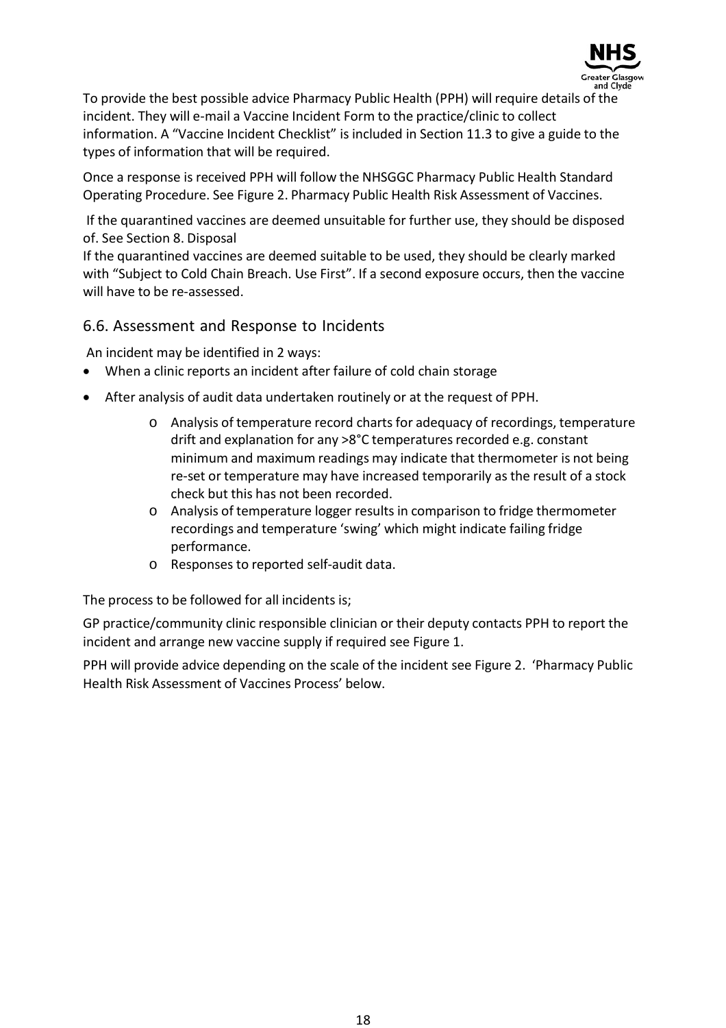To provide the best possible advice Pharmacy Public Health (PPH) will require details of the incident. They will e-mail a Vaccine Incident Form to the practice/clinic to collect information. A "Vaccine Incident Checklist" is included in Section 11.3 to give a guide to the types of information that will be required.

Once a response is received PPH will follow the NHSGGC Pharmacy Public Health Standard Operating Procedure. See Figure 2. Pharmacy Public Health Risk Assessment of Vaccines.

If the quarantined vaccines are deemed unsuitable for further use, they should be disposed of. See Section 8. Disposal
If the quarantined vaccines are deemed suitable to be used, they should be clearly marked with "Subject to Cold Chain Breach. Use First". If a second exposure occurs, then the vaccine will have to be re-assessed.

## 6.6. Assessment and Response to Incidents

An incident may be identified in 2 ways:

- When a clinic reports an incident after failure of cold chain storage
- After analysis of audit data undertaken routinely or at the request of PPH.
    - Analysis of temperature record charts for adequacy of recordings, temperature drift and explanation for any >8°C temperatures recorded e.g. constant minimum and maximum readings may indicate that thermometer is not being re-set or temperature may have increased temporarily as the result of a stock check but this has not been recorded.
    - Analysis of temperature logger results in comparison to fridge thermometer recordings and temperature 'swing' which might indicate failing fridge performance.
    - Responses to reported self-audit data.

The process to be followed for all incidents is;

GP practice/community clinic responsible clinician or their deputy contacts PPH to report the incident and arrange new vaccine supply if required see Figure 1.

PPH will provide advice depending on the scale of the incident see Figure 2. 'Pharmacy Public Health Risk Assessment of Vaccines Process' below.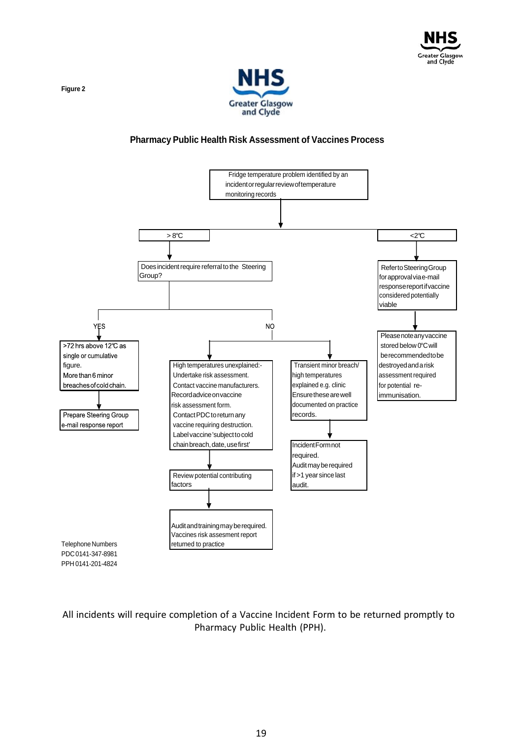Figure 2

## Pharmacy Public Health Risk Assessment of Vaccines Process

Fridge temperature problem identified by an incident or regular review of temperature monitoring records

**> 8℃**

Does incident require referral to the Steering Group?

- **YES**
  - >72 hrs above 12℃ as single or cumulative figure. More than 6 minor breaches of cold chain.
  - Prepare Steering Group e-mail response report
- **NO**
  - High temperatures unexplained:- Undertake risk assessment. Contact vaccine manufacturers. Record advice on vaccine risk assessment form. Contact PDC to return any vaccine requiring destruction. Label vaccine 'subject to cold chain breach, date, use first'
    - Review potential contributing factors
    - Audit and training may be required. Vaccines risk assesment report returned to practice
  - Transient minor breach/ high temperatures explained e.g. clinic Ensure these are well documented on practice records.
    - Incident Form not required. Audit may be required if >1 year since last audit.

**<2℃**

- Refer to Steering Group for approval via e-mail response report if vaccine considered potentially viable
- Please note any vaccine stored below 0℃ will be recommended to be destroyed and a risk assessment required for potential re-immunisation.

Telephone Numbers
PDC 0141-347-8981
PPH 0141-201-4824

All incidents will require completion of a Vaccine Incident Form to be returned promptly to Pharmacy Public Health (PPH).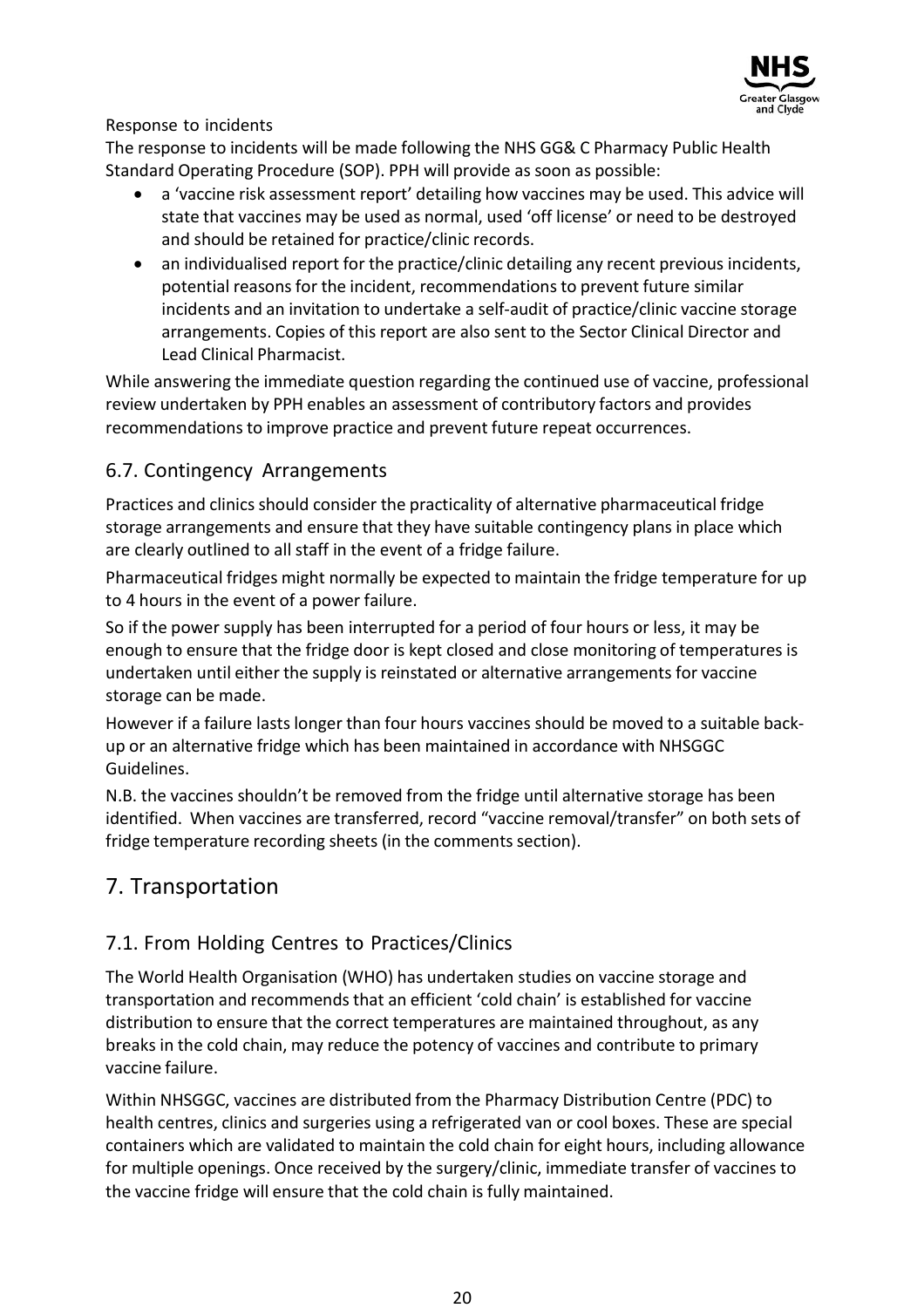Response to incidents

The response to incidents will be made following the NHS GG& C Pharmacy Public Health Standard Operating Procedure (SOP). PPH will provide as soon as possible:

- a 'vaccine risk assessment report' detailing how vaccines may be used. This advice will state that vaccines may be used as normal, used 'off license' or need to be destroyed and should be retained for practice/clinic records.
- an individualised report for the practice/clinic detailing any recent previous incidents, potential reasons for the incident, recommendations to prevent future similar incidents and an invitation to undertake a self-audit of practice/clinic vaccine storage arrangements. Copies of this report are also sent to the Sector Clinical Director and Lead Clinical Pharmacist.

While answering the immediate question regarding the continued use of vaccine, professional review undertaken by PPH enables an assessment of contributory factors and provides recommendations to improve practice and prevent future repeat occurrences.

### 6.7. Contingency Arrangements

Practices and clinics should consider the practicality of alternative pharmaceutical fridge storage arrangements and ensure that they have suitable contingency plans in place which are clearly outlined to all staff in the event of a fridge failure.

Pharmaceutical fridges might normally be expected to maintain the fridge temperature for up to 4 hours in the event of a power failure.

So if the power supply has been interrupted for a period of four hours or less, it may be enough to ensure that the fridge door is kept closed and close monitoring of temperatures is undertaken until either the supply is reinstated or alternative arrangements for vaccine storage can be made.

However if a failure lasts longer than four hours vaccines should be moved to a suitable back-up or an alternative fridge which has been maintained in accordance with NHSGGC Guidelines.

N.B. the vaccines shouldn't be removed from the fridge until alternative storage has been identified. When vaccines are transferred, record "vaccine removal/transfer" on both sets of fridge temperature recording sheets (in the comments section).

## 7. Transportation

### 7.1. From Holding Centres to Practices/Clinics

The World Health Organisation (WHO) has undertaken studies on vaccine storage and transportation and recommends that an efficient 'cold chain' is established for vaccine distribution to ensure that the correct temperatures are maintained throughout, as any breaks in the cold chain, may reduce the potency of vaccines and contribute to primary vaccine failure.

Within NHSGGC, vaccines are distributed from the Pharmacy Distribution Centre (PDC) to health centres, clinics and surgeries using a refrigerated van or cool boxes. These are special containers which are validated to maintain the cold chain for eight hours, including allowance for multiple openings. Once received by the surgery/clinic, immediate transfer of vaccines to the vaccine fridge will ensure that the cold chain is fully maintained.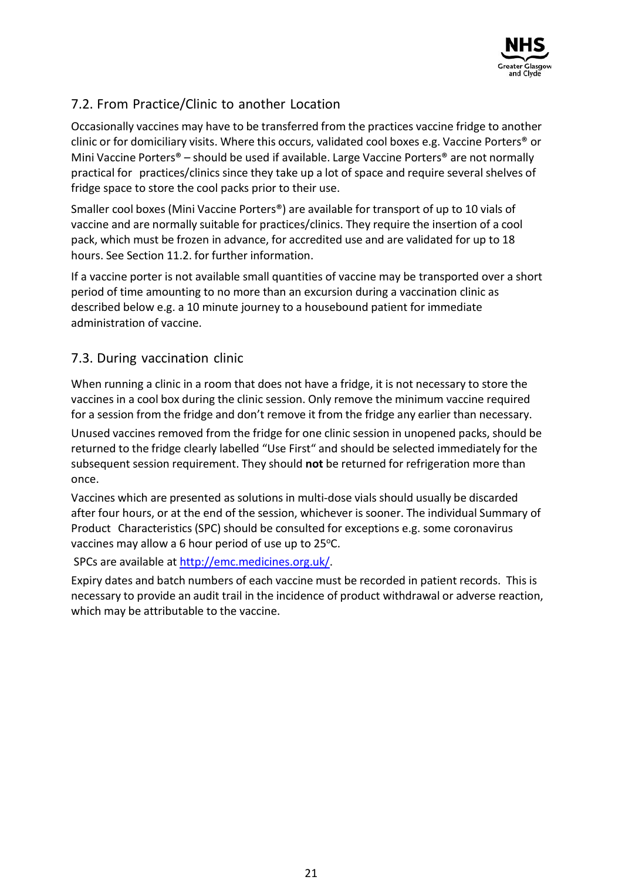## 7.2. From Practice/Clinic to another Location

Occasionally vaccines may have to be transferred from the practices vaccine fridge to another clinic or for domiciliary visits. Where this occurs, validated cool boxes e.g. Vaccine Porters® or Mini Vaccine Porters® – should be used if available. Large Vaccine Porters® are not normally practical for practices/clinics since they take up a lot of space and require several shelves of fridge space to store the cool packs prior to their use.

Smaller cool boxes (Mini Vaccine Porters®) are available for transport of up to 10 vials of vaccine and are normally suitable for practices/clinics. They require the insertion of a cool pack, which must be frozen in advance, for accredited use and are validated for up to 18 hours. See Section 11.2. for further information.

If a vaccine porter is not available small quantities of vaccine may be transported over a short period of time amounting to no more than an excursion during a vaccination clinic as described below e.g. a 10 minute journey to a housebound patient for immediate administration of vaccine.

## 7.3. During vaccination clinic

When running a clinic in a room that does not have a fridge, it is not necessary to store the vaccines in a cool box during the clinic session. Only remove the minimum vaccine required for a session from the fridge and don't remove it from the fridge any earlier than necessary.

Unused vaccines removed from the fridge for one clinic session in unopened packs, should be returned to the fridge clearly labelled "Use First" and should be selected immediately for the subsequent session requirement. They should **not** be returned for refrigeration more than once.

Vaccines which are presented as solutions in multi-dose vials should usually be discarded after four hours, or at the end of the session, whichever is sooner. The individual Summary of Product Characteristics (SPC) should be consulted for exceptions e.g. some coronavirus vaccines may allow a 6 hour period of use up to 25ºC.

SPCs are available at [http://emc.medicines.org.uk/](http://emc.medicines.org.uk/).

Expiry dates and batch numbers of each vaccine must be recorded in patient records. This is necessary to provide an audit trail in the incidence of product withdrawal or adverse reaction, which may be attributable to the vaccine.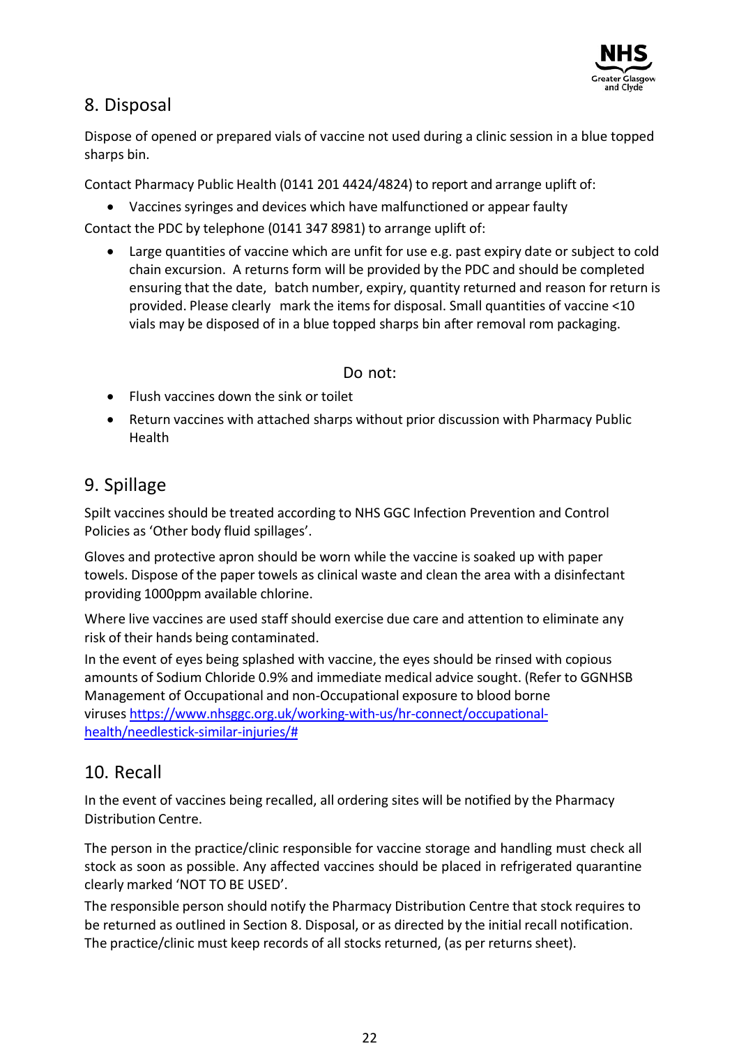## 8. Disposal

Dispose of opened or prepared vials of vaccine not used during a clinic session in a blue topped sharps bin.

Contact Pharmacy Public Health (0141 201 4424/4824) to report and arrange uplift of:

- Vaccines syringes and devices which have malfunctioned or appear faulty

Contact the PDC by telephone (0141 347 8981) to arrange uplift of:

- Large quantities of vaccine which are unfit for use e.g. past expiry date or subject to cold chain excursion. A returns form will be provided by the PDC and should be completed ensuring that the date, batch number, expiry, quantity returned and reason for return is provided. Please clearly mark the items for disposal. Small quantities of vaccine <10 vials may be disposed of in a blue topped sharps bin after removal rom packaging.

Do not:

- Flush vaccines down the sink or toilet
- Return vaccines with attached sharps without prior discussion with Pharmacy Public Health

## 9. Spillage

Spilt vaccines should be treated according to NHS GGC Infection Prevention and Control Policies as 'Other body fluid spillages'.

Gloves and protective apron should be worn while the vaccine is soaked up with paper towels. Dispose of the paper towels as clinical waste and clean the area with a disinfectant providing 1000ppm available chlorine.

Where live vaccines are used staff should exercise due care and attention to eliminate any risk of their hands being contaminated.

In the event of eyes being splashed with vaccine, the eyes should be rinsed with copious amounts of Sodium Chloride 0.9% and immediate medical advice sought. (Refer to GGNHSB Management of Occupational and non-Occupational exposure to blood borne viruses https://www.nhsggc.org.uk/working-with-us/hr-connect/occupational-health/needlestick-similar-injuries/#

## 10. Recall

In the event of vaccines being recalled, all ordering sites will be notified by the Pharmacy Distribution Centre.

The person in the practice/clinic responsible for vaccine storage and handling must check all stock as soon as possible. Any affected vaccines should be placed in refrigerated quarantine clearly marked 'NOT TO BE USED'.

The responsible person should notify the Pharmacy Distribution Centre that stock requires to be returned as outlined in Section 8. Disposal, or as directed by the initial recall notification. The practice/clinic must keep records of all stocks returned, (as per returns sheet).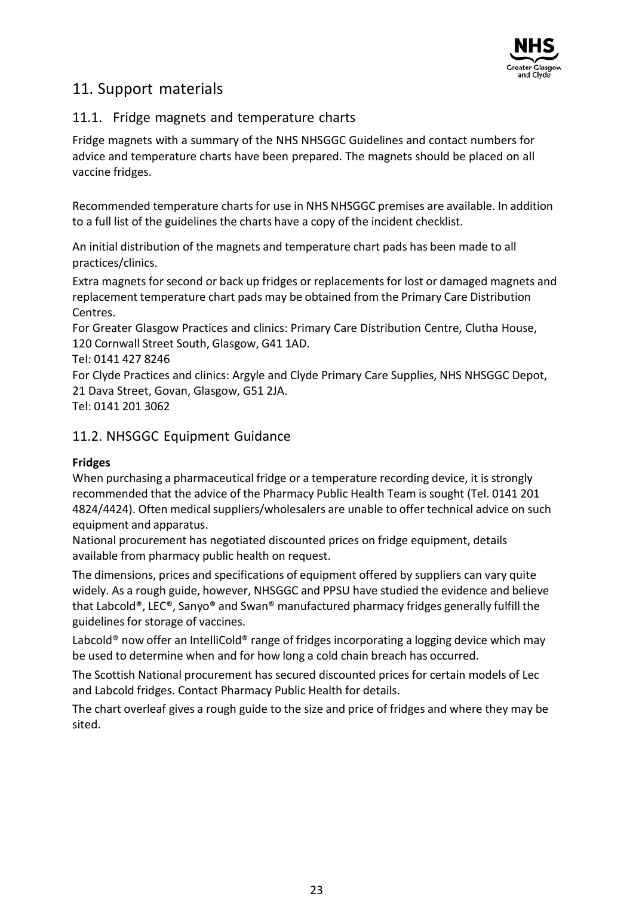# 11. Support materials

## 11.1. Fridge magnets and temperature charts

Fridge magnets with a summary of the NHS NHSGGC Guidelines and contact numbers for advice and temperature charts have been prepared. The magnets should be placed on all vaccine fridges.

Recommended temperature charts for use in NHS NHSGGC premises are available. In addition to a full list of the guidelines the charts have a copy of the incident checklist.

An initial distribution of the magnets and temperature chart pads has been made to all practices/clinics.

Extra magnets for second or back up fridges or replacements for lost or damaged magnets and replacement temperature chart pads may be obtained from the Primary Care Distribution Centres.

For Greater Glasgow Practices and clinics: Primary Care Distribution Centre, Clutha House, 120 Cornwall Street South, Glasgow, G41 1AD.

Tel: 0141 427 8246

For Clyde Practices and clinics: Argyle and Clyde Primary Care Supplies, NHS NHSGGC Depot, 21 Dava Street, Govan, Glasgow, G51 2JA.

Tel: 0141 201 3062

## 11.2. NHSGGC Equipment Guidance

**Fridges**

When purchasing a pharmaceutical fridge or a temperature recording device, it is strongly recommended that the advice of the Pharmacy Public Health Team is sought (Tel. 0141 201 4824/4424). Often medical suppliers/wholesalers are unable to offer technical advice on such equipment and apparatus.

National procurement has negotiated discounted prices on fridge equipment, details available from pharmacy public health on request.

The dimensions, prices and specifications of equipment offered by suppliers can vary quite widely. As a rough guide, however, NHSGGC and PPSU have studied the evidence and believe that Labcold®, LEC®, Sanyo® and Swan® manufactured pharmacy fridges generally fulfill the guidelines for storage of vaccines.

Labcold® now offer an IntelliCold® range of fridges incorporating a logging device which may be used to determine when and for how long a cold chain breach has occurred.

The Scottish National procurement has secured discounted prices for certain models of Lec and Labcold fridges. Contact Pharmacy Public Health for details.

The chart overleaf gives a rough guide to the size and price of fridges and where they may be sited.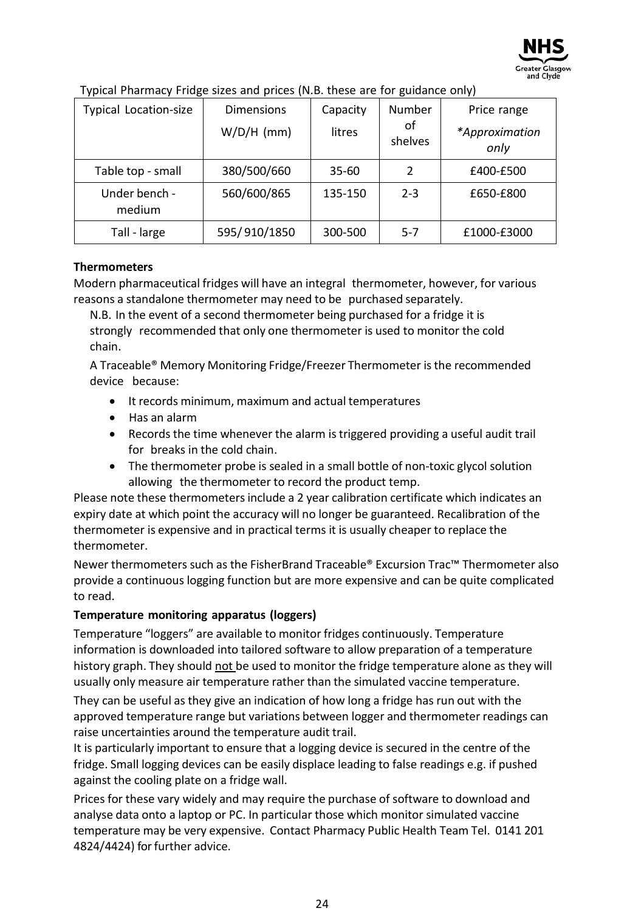Typical Pharmacy Fridge sizes and prices (N.B. these are for guidance only)

| Typical Location-size | Dimensions W/D/H (mm) | Capacity litres | Number of shelves | Price range *Approximation only* |
|---|---|---|---|---|
| Table top - small | 380/500/660 | 35-60 | 2 | £400-£500 |
| Under bench - medium | 560/600/865 | 135-150 | 2-3 | £650-£800 |
| Tall - large | 595/ 910/1850 | 300-500 | 5-7 | £1000-£3000 |

**Thermometers**

Modern pharmaceutical fridges will have an integral thermometer, however, for various reasons a standalone thermometer may need to be purchased separately.

N.B. In the event of a second thermometer being purchased for a fridge it is strongly recommended that only one thermometer is used to monitor the cold chain.

A Traceable® Memory Monitoring Fridge/Freezer Thermometer is the recommended device because:

- It records minimum, maximum and actual temperatures
- Has an alarm
- Records the time whenever the alarm is triggered providing a useful audit trail for breaks in the cold chain.
- The thermometer probe is sealed in a small bottle of non-toxic glycol solution allowing the thermometer to record the product temp.

Please note these thermometers include a 2 year calibration certificate which indicates an expiry date at which point the accuracy will no longer be guaranteed. Recalibration of the thermometer is expensive and in practical terms it is usually cheaper to replace the thermometer.

Newer thermometers such as the FisherBrand Traceable® Excursion Trac™ Thermometer also provide a continuous logging function but are more expensive and can be quite complicated to read.

**Temperature monitoring apparatus (loggers)**

Temperature "loggers" are available to monitor fridges continuously. Temperature information is downloaded into tailored software to allow preparation of a temperature history graph. They should not be used to monitor the fridge temperature alone as they will usually only measure air temperature rather than the simulated vaccine temperature.

They can be useful as they give an indication of how long a fridge has run out with the approved temperature range but variations between logger and thermometer readings can raise uncertainties around the temperature audit trail.

It is particularly important to ensure that a logging device is secured in the centre of the fridge. Small logging devices can be easily displace leading to false readings e.g. if pushed against the cooling plate on a fridge wall.

Prices for these vary widely and may require the purchase of software to download and analyse data onto a laptop or PC. In particular those which monitor simulated vaccine temperature may be very expensive. Contact Pharmacy Public Health Team Tel. 0141 201 4824/4424) for further advice.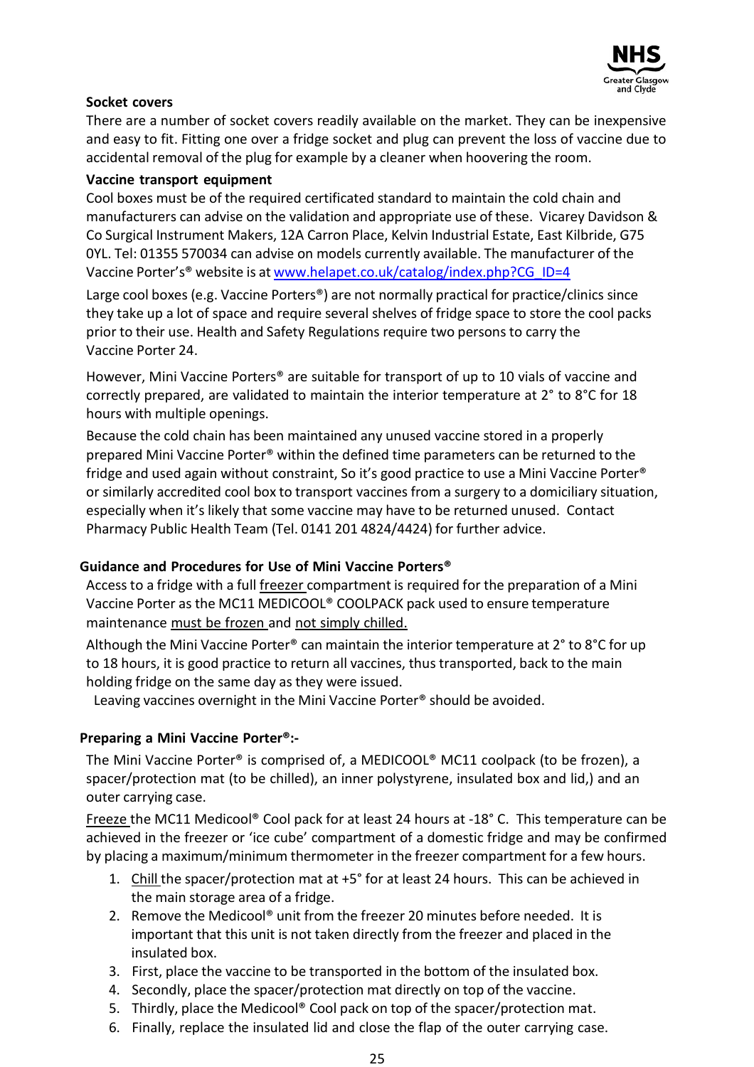**Socket covers**

There are a number of socket covers readily available on the market. They can be inexpensive and easy to fit. Fitting one over a fridge socket and plug can prevent the loss of vaccine due to accidental removal of the plug for example by a cleaner when hoovering the room.

**Vaccine transport equipment**

Cool boxes must be of the required certificated standard to maintain the cold chain and manufacturers can advise on the validation and appropriate use of these. Vicarey Davidson & Co Surgical Instrument Makers, 12A Carron Place, Kelvin Industrial Estate, East Kilbride, G75 0YL. Tel: 01355 570034 can advise on models currently available. The manufacturer of the Vaccine Porter's® website is at www.helapet.co.uk/catalog/index.php?CG_ID=4

Large cool boxes (e.g. Vaccine Porters®) are not normally practical for practice/clinics since they take up a lot of space and require several shelves of fridge space to store the cool packs prior to their use. Health and Safety Regulations require two persons to carry the Vaccine Porter 24.

However, Mini Vaccine Porters® are suitable for transport of up to 10 vials of vaccine and correctly prepared, are validated to maintain the interior temperature at 2° to 8°C for 18 hours with multiple openings.

Because the cold chain has been maintained any unused vaccine stored in a properly prepared Mini Vaccine Porter® within the defined time parameters can be returned to the fridge and used again without constraint, So it's good practice to use a Mini Vaccine Porter® or similarly accredited cool box to transport vaccines from a surgery to a domiciliary situation, especially when it's likely that some vaccine may have to be returned unused. Contact Pharmacy Public Health Team (Tel. 0141 201 4824/4424) for further advice.

**Guidance and Procedures for Use of Mini Vaccine Porters®**

Access to a fridge with a full freezer compartment is required for the preparation of a Mini Vaccine Porter as the MC11 MEDICOOL® COOLPACK pack used to ensure temperature maintenance must be frozen and not simply chilled.

Although the Mini Vaccine Porter® can maintain the interior temperature at 2° to 8°C for up to 18 hours, it is good practice to return all vaccines, thus transported, back to the main holding fridge on the same day as they were issued.

Leaving vaccines overnight in the Mini Vaccine Porter® should be avoided.

**Preparing a Mini Vaccine Porter®:-**

The Mini Vaccine Porter® is comprised of, a MEDICOOL® MC11 coolpack (to be frozen), a spacer/protection mat (to be chilled), an inner polystyrene, insulated box and lid,) and an outer carrying case.

Freeze the MC11 Medicool® Cool pack for at least 24 hours at -18° C. This temperature can be achieved in the freezer or 'ice cube' compartment of a domestic fridge and may be confirmed by placing a maximum/minimum thermometer in the freezer compartment for a few hours.

1. Chill the spacer/protection mat at +5° for at least 24 hours. This can be achieved in the main storage area of a fridge.
2. Remove the Medicool® unit from the freezer 20 minutes before needed. It is important that this unit is not taken directly from the freezer and placed in the insulated box.
3. First, place the vaccine to be transported in the bottom of the insulated box.
4. Secondly, place the spacer/protection mat directly on top of the vaccine.
5. Thirdly, place the Medicool® Cool pack on top of the spacer/protection mat.
6. Finally, replace the insulated lid and close the flap of the outer carrying case.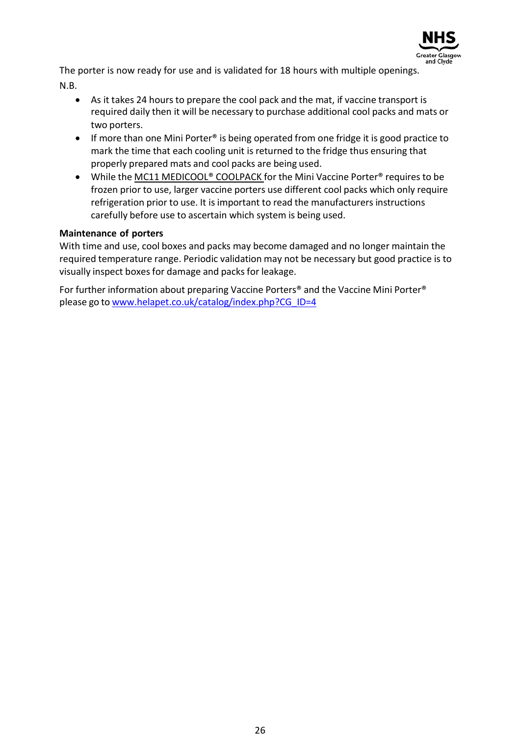The porter is now ready for use and is validated for 18 hours with multiple openings.

N.B.

- As it takes 24 hours to prepare the cool pack and the mat, if vaccine transport is required daily then it will be necessary to purchase additional cool packs and mats or two porters.
- If more than one Mini Porter® is being operated from one fridge it is good practice to mark the time that each cooling unit is returned to the fridge thus ensuring that properly prepared mats and cool packs are being used.
- While the MC11 MEDICOOL® COOLPACK for the Mini Vaccine Porter® requires to be frozen prior to use, larger vaccine porters use different cool packs which only require refrigeration prior to use. It is important to read the manufacturers instructions carefully before use to ascertain which system is being used.

**Maintenance of porters**

With time and use, cool boxes and packs may become damaged and no longer maintain the required temperature range. Periodic validation may not be necessary but good practice is to visually inspect boxes for damage and packs for leakage.

For further information about preparing Vaccine Porters® and the Vaccine Mini Porter® please go to www.helapet.co.uk/catalog/index.php?CG_ID=4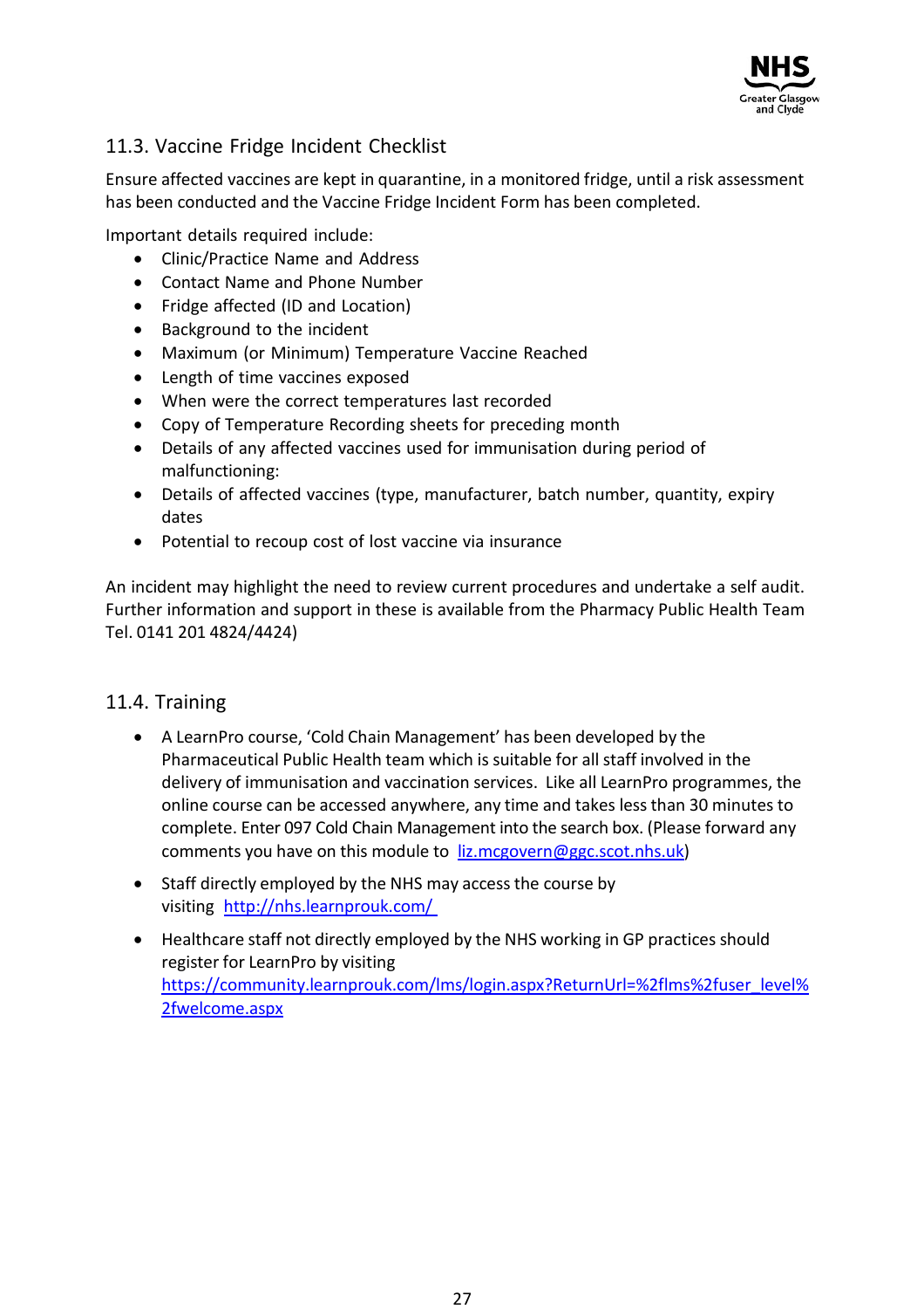## 11.3. Vaccine Fridge Incident Checklist

Ensure affected vaccines are kept in quarantine, in a monitored fridge, until a risk assessment has been conducted and the Vaccine Fridge Incident Form has been completed.

Important details required include:

- Clinic/Practice Name and Address
- Contact Name and Phone Number
- Fridge affected (ID and Location)
- Background to the incident
- Maximum (or Minimum) Temperature Vaccine Reached
- Length of time vaccines exposed
- When were the correct temperatures last recorded
- Copy of Temperature Recording sheets for preceding month
- Details of any affected vaccines used for immunisation during period of malfunctioning:
- Details of affected vaccines (type, manufacturer, batch number, quantity, expiry dates
- Potential to recoup cost of lost vaccine via insurance

An incident may highlight the need to review current procedures and undertake a self audit. Further information and support in these is available from the Pharmacy Public Health Team Tel. 0141 201 4824/4424)

## 11.4. Training

- A LearnPro course, 'Cold Chain Management' has been developed by the Pharmaceutical Public Health team which is suitable for all staff involved in the delivery of immunisation and vaccination services. Like all LearnPro programmes, the online course can be accessed anywhere, any time and takes less than 30 minutes to complete. Enter 097 Cold Chain Management into the search box. (Please forward any comments you have on this module to [liz.mcgovern@ggc.scot.nhs.uk](mailto:liz.mcgovern@ggc.scot.nhs.uk))
- Staff directly employed by the NHS may access the course by visiting [http://nhs.learnprouk.com/](http://nhs.learnprouk.com/)
- Healthcare staff not directly employed by the NHS working in GP practices should register for LearnPro by visiting [https://community.learnprouk.com/lms/login.aspx?ReturnUrl=%2flms%2fuser_level%2fwelcome.aspx](https://community.learnprouk.com/lms/login.aspx?ReturnUrl=%2flms%2fuser_level%2fwelcome.aspx)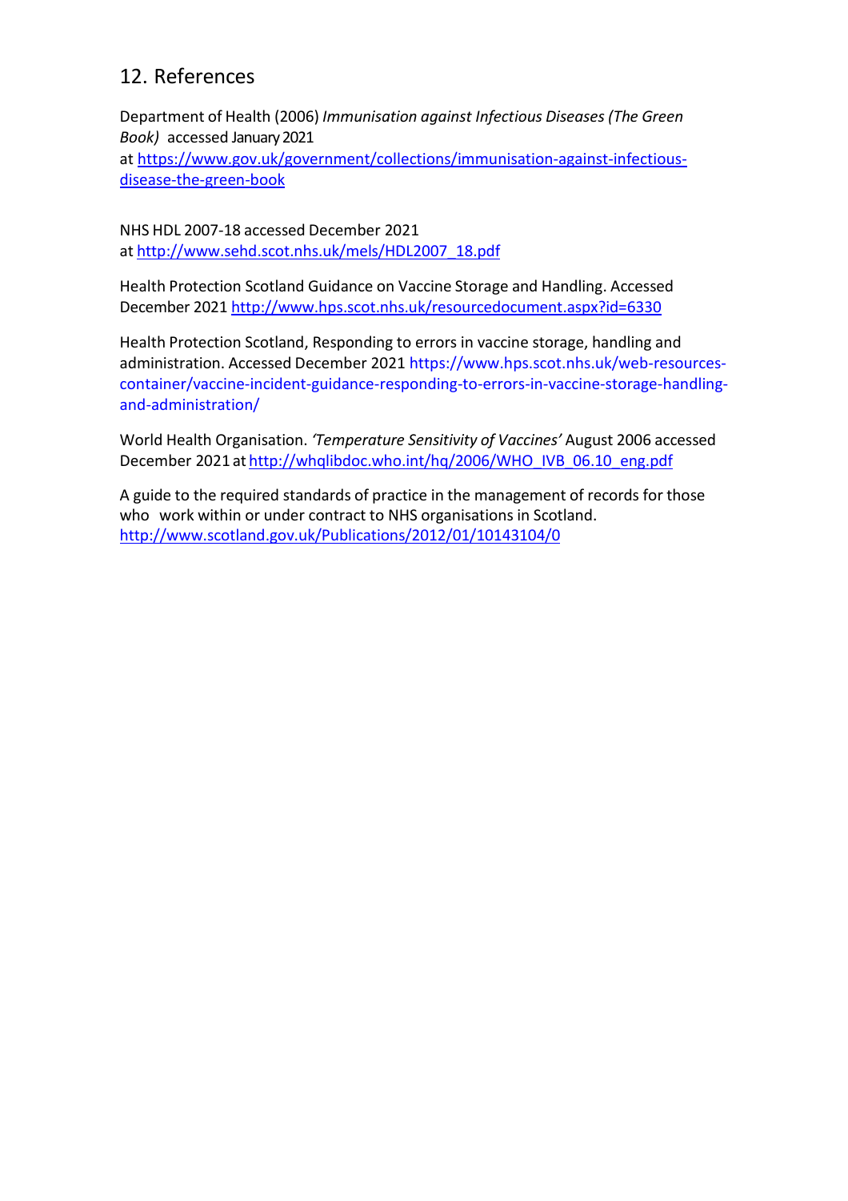## 12. References

Department of Health (2006) *Immunisation against Infectious Diseases (The Green Book)* accessed January 2021 at https://www.gov.uk/government/collections/immunisation-against-infectious-disease-the-green-book

NHS HDL 2007-18 accessed December 2021 at http://www.sehd.scot.nhs.uk/mels/HDL2007_18.pdf

Health Protection Scotland Guidance on Vaccine Storage and Handling. Accessed December 2021 http://www.hps.scot.nhs.uk/resourcedocument.aspx?id=6330

Health Protection Scotland, Responding to errors in vaccine storage, handling and administration. Accessed December 2021 https://www.hps.scot.nhs.uk/web-resources-container/vaccine-incident-guidance-responding-to-errors-in-vaccine-storage-handling-and-administration/

World Health Organisation. *'Temperature Sensitivity of Vaccines'* August 2006 accessed December 2021 at http://whqlibdoc.who.int/hq/2006/WHO_IVB_06.10_eng.pdf

A guide to the required standards of practice in the management of records for those who work within or under contract to NHS organisations in Scotland. http://www.scotland.gov.uk/Publications/2012/01/10143104/0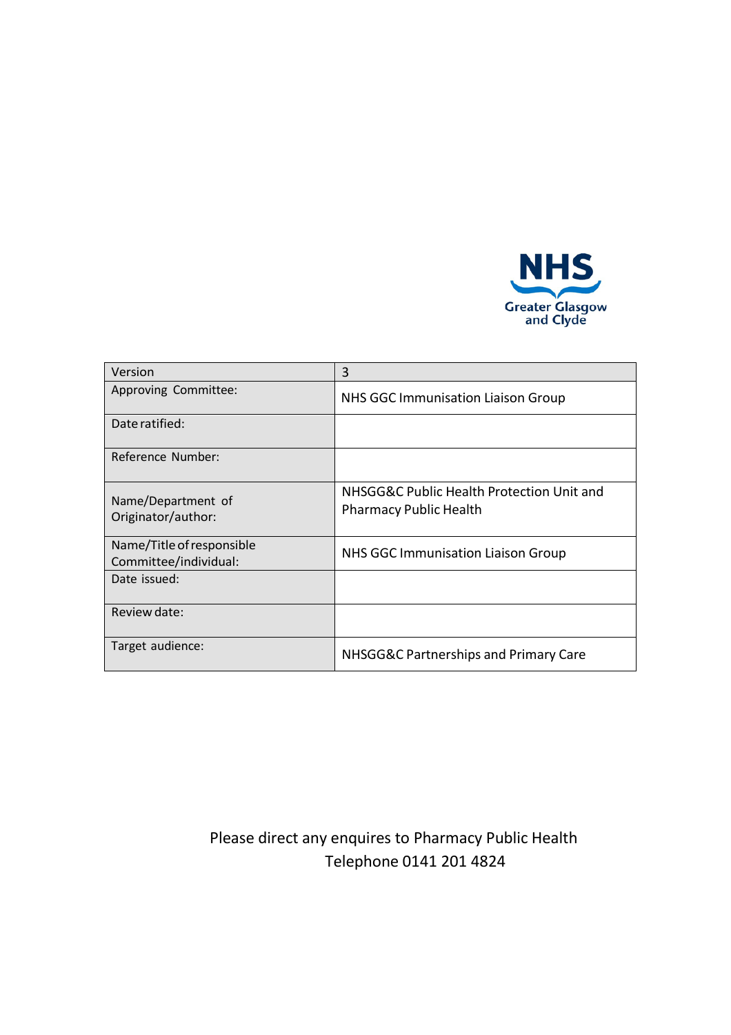NHS
Greater Glasgow
and Clyde

| | |
|---|---|
| Version | 3 |
| Approving Committee: | NHS GGC Immunisation Liaison Group |
| Date ratified: | |
| Reference Number: | |
| Name/Department of Originator/author: | NHSGG&C Public Health Protection Unit and Pharmacy Public Health |
| Name/Title of responsible Committee/individual: | NHS GGC Immunisation Liaison Group |
| Date issued: | |
| Review date: | |
| Target audience: | NHSGG&C Partnerships and Primary Care |

Please direct any enquires to Pharmacy Public Health
Telephone 0141 201 4824